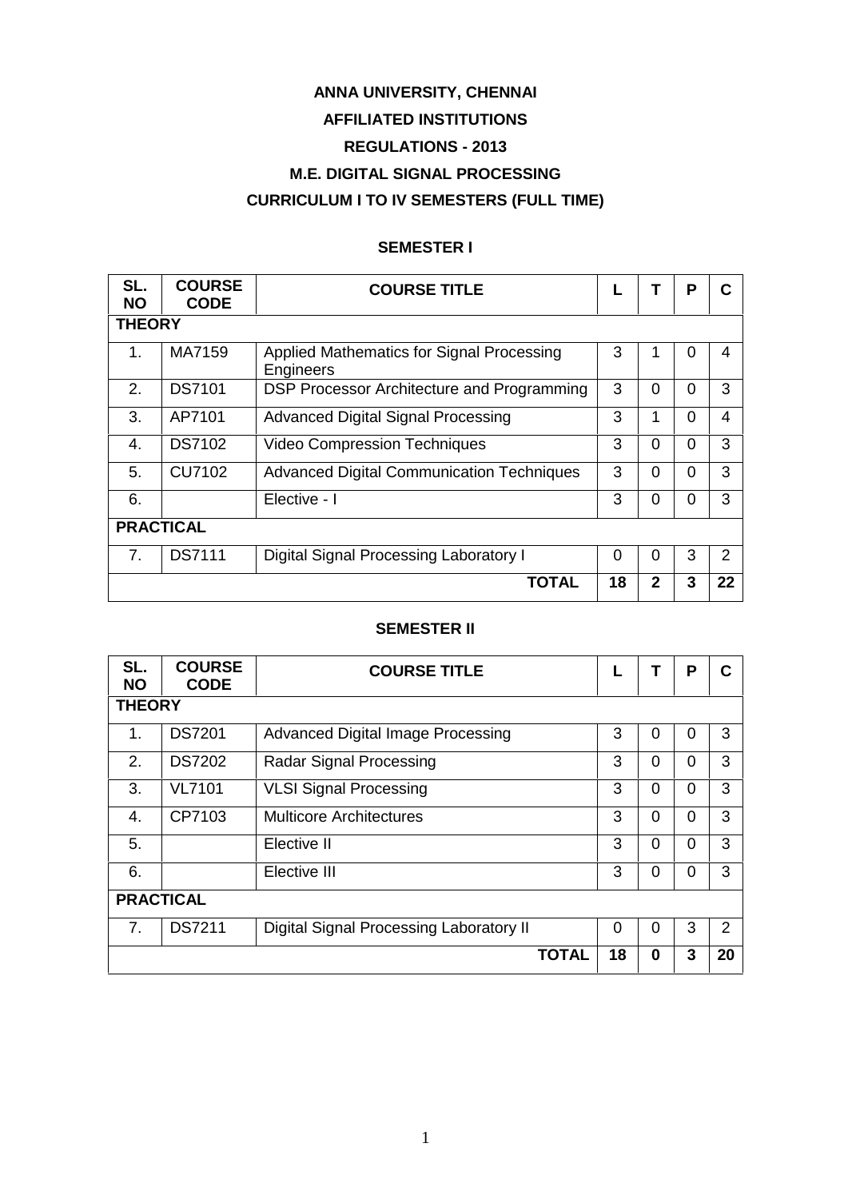# ANNA UNIVERSITY, CHENNAI

## AFFILIATED INSTITUTIONS

## REGULATIONS - 2013

## M.E. DIGITAL SIGNAL PROCESSING

## CURRICULUM I TO IV SEMESTERS (FULL TIME)

### SEMESTER I

| SL. NO | COURSE CODE | COURSE TITLE | L | T | P | C |
|---|---|---|---|---|---|---|
| **THEORY** | | | | | | |
| 1. | MA7159 | Applied Mathematics for Signal Processing Engineers | 3 | 1 | 0 | 4 |
| 2. | DS7101 | DSP Processor Architecture and Programming | 3 | 0 | 0 | 3 |
| 3. | AP7101 | Advanced Digital Signal Processing | 3 | 1 | 0 | 4 |
| 4. | DS7102 | Video Compression Techniques | 3 | 0 | 0 | 3 |
| 5. | CU7102 | Advanced Digital Communication Techniques | 3 | 0 | 0 | 3 |
| 6. | | Elective - I | 3 | 0 | 0 | 3 |
| **PRACTICAL** | | | | | | |
| 7. | DS7111 | Digital Signal Processing Laboratory I | 0 | 0 | 3 | 2 |
| | | **TOTAL** | **18** | **2** | **3** | **22** |

### SEMESTER II

| SL. NO | COURSE CODE | COURSE TITLE | L | T | P | C |
|---|---|---|---|---|---|---|
| **THEORY** | | | | | | |
| 1. | DS7201 | Advanced Digital Image Processing | 3 | 0 | 0 | 3 |
| 2. | DS7202 | Radar Signal Processing | 3 | 0 | 0 | 3 |
| 3. | VL7101 | VLSI Signal Processing | 3 | 0 | 0 | 3 |
| 4. | CP7103 | Multicore Architectures | 3 | 0 | 0 | 3 |
| 5. | | Elective II | 3 | 0 | 0 | 3 |
| 6. | | Elective III | 3 | 0 | 0 | 3 |
| **PRACTICAL** | | | | | | |
| 7. | DS7211 | Digital Signal Processing Laboratory II | 0 | 0 | 3 | 2 |
| | | **TOTAL** | **18** | **0** | **3** | **20** |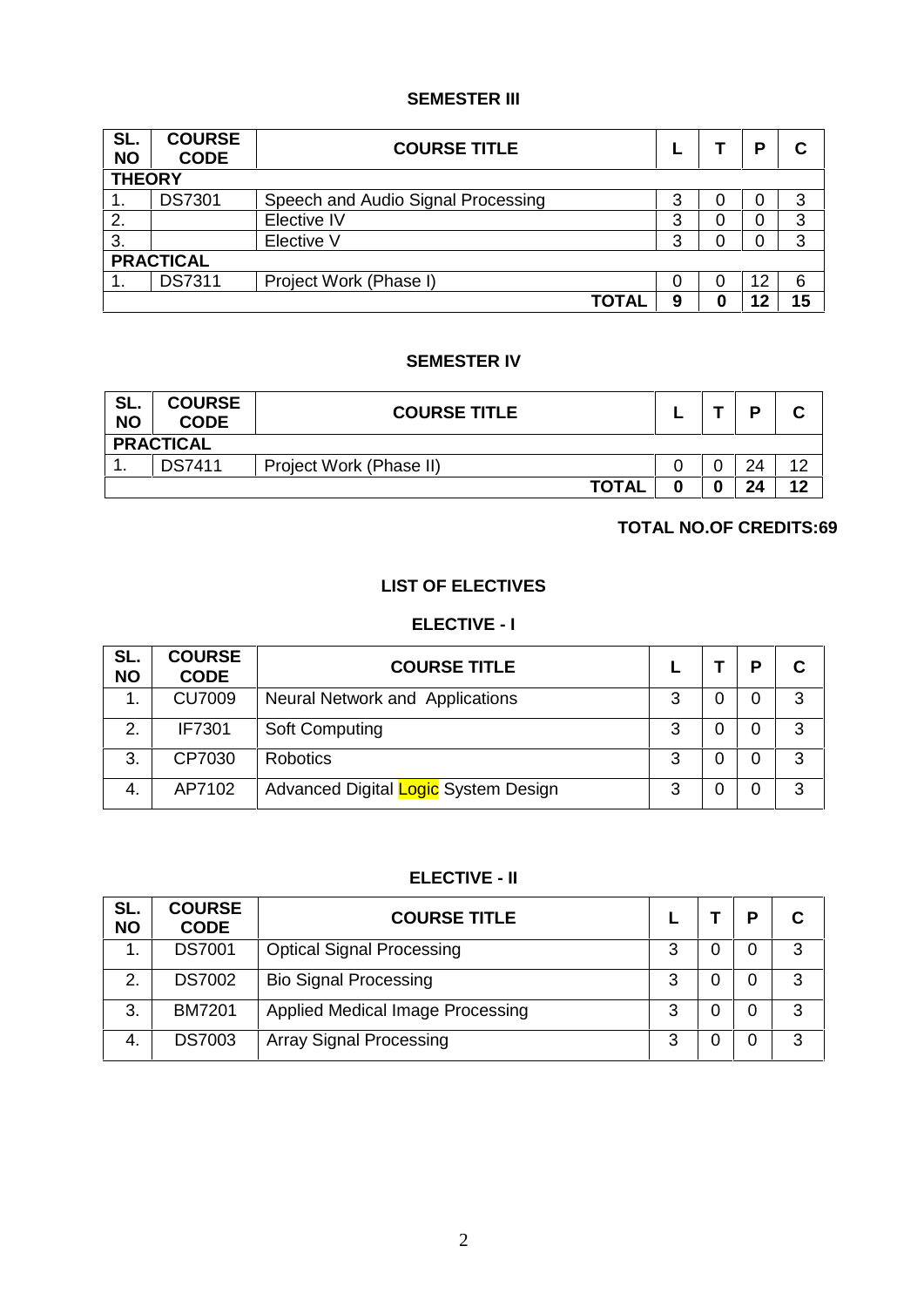## SEMESTER III

| SL. NO | COURSE CODE | COURSE TITLE | L | T | P | C |
|---|---|---|---|---|---|---|
| **THEORY** | | | | | | |
| 1. | DS7301 | Speech and Audio Signal Processing | 3 | 0 | 0 | 3 |
| 2. | | Elective IV | 3 | 0 | 0 | 3 |
| 3. | | Elective V | 3 | 0 | 0 | 3 |
| **PRACTICAL** | | | | | | |
| 1. | DS7311 | Project Work (Phase I) | 0 | 0 | 12 | 6 |
| | | **TOTAL** | **9** | **0** | **12** | **15** |

## SEMESTER IV

| SL. NO | COURSE CODE | COURSE TITLE | L | T | P | C |
|---|---|---|---|---|---|---|
| **PRACTICAL** | | | | | | |
| 1. | DS7411 | Project Work (Phase II) | 0 | 0 | 24 | 12 |
| | | **TOTAL** | **0** | **0** | **24** | **12** |

**TOTAL NO.OF CREDITS:69**

## LIST OF ELECTIVES

### ELECTIVE - I

| SL. NO | COURSE CODE | COURSE TITLE | L | T | P | C |
|---|---|---|---|---|---|---|
| 1. | CU7009 | Neural Network and Applications | 3 | 0 | 0 | 3 |
| 2. | IF7301 | Soft Computing | 3 | 0 | 0 | 3 |
| 3. | CP7030 | Robotics | 3 | 0 | 0 | 3 |
| 4. | AP7102 | Advanced Digital Logic System Design | 3 | 0 | 0 | 3 |

### ELECTIVE - II

| SL. NO | COURSE CODE | COURSE TITLE | L | T | P | C |
|---|---|---|---|---|---|---|
| 1. | DS7001 | Optical Signal Processing | 3 | 0 | 0 | 3 |
| 2. | DS7002 | Bio Signal Processing | 3 | 0 | 0 | 3 |
| 3. | BM7201 | Applied Medical Image Processing | 3 | 0 | 0 | 3 |
| 4. | DS7003 | Array Signal Processing | 3 | 0 | 0 | 3 |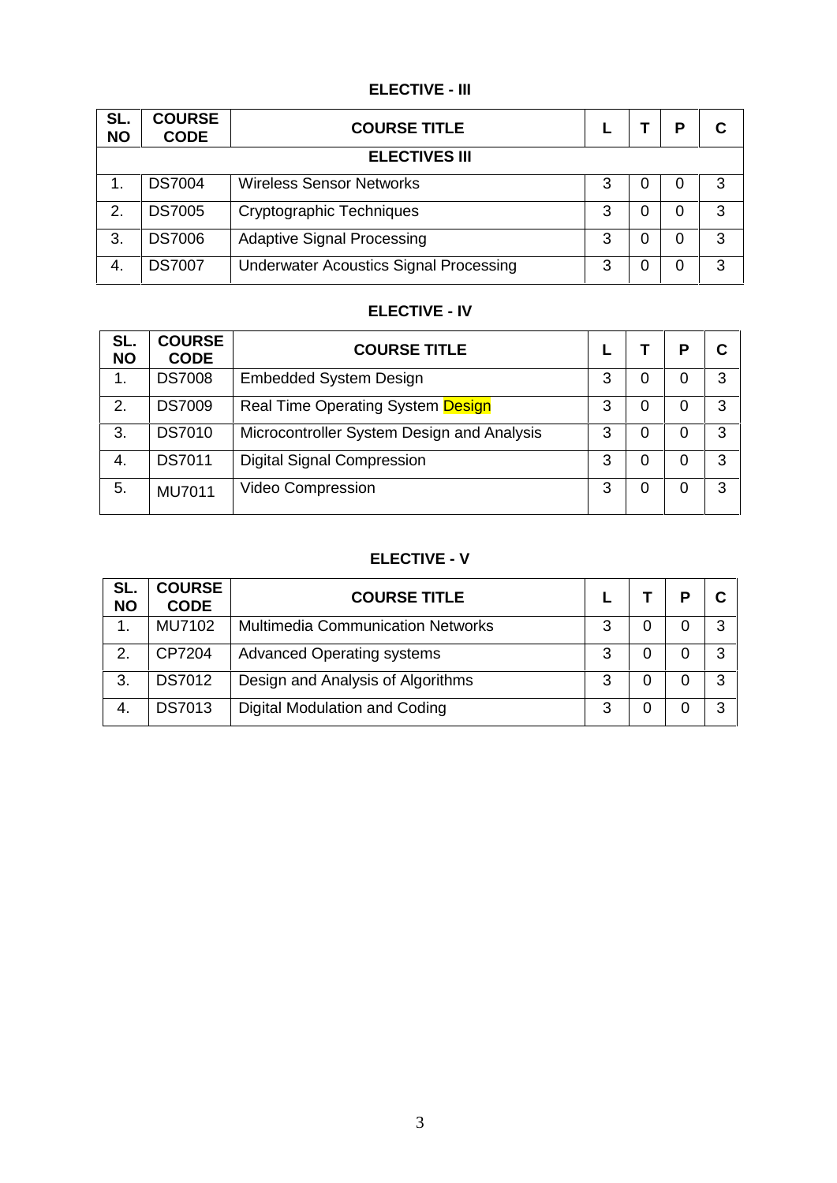## ELECTIVE - III

| SL. NO | COURSE CODE | COURSE TITLE | L | T | P | C |
|---|---|---|---|---|---|---|
| | | **ELECTIVES III** | | | | |
| 1. | DS7004 | Wireless Sensor Networks | 3 | 0 | 0 | 3 |
| 2. | DS7005 | Cryptographic Techniques | 3 | 0 | 0 | 3 |
| 3. | DS7006 | Adaptive Signal Processing | 3 | 0 | 0 | 3 |
| 4. | DS7007 | Underwater Acoustics Signal Processing | 3 | 0 | 0 | 3 |

## ELECTIVE - IV

| SL. NO | COURSE CODE | COURSE TITLE | L | T | P | C |
|---|---|---|---|---|---|---|
| 1. | DS7008 | Embedded System Design | 3 | 0 | 0 | 3 |
| 2. | DS7009 | Real Time Operating System Design | 3 | 0 | 0 | 3 |
| 3. | DS7010 | Microcontroller System Design and Analysis | 3 | 0 | 0 | 3 |
| 4. | DS7011 | Digital Signal Compression | 3 | 0 | 0 | 3 |
| 5. | MU7011 | Video Compression | 3 | 0 | 0 | 3 |

## ELECTIVE - V

| SL. NO | COURSE CODE | COURSE TITLE | L | T | P | C |
|---|---|---|---|---|---|---|
| 1. | MU7102 | Multimedia Communication Networks | 3 | 0 | 0 | 3 |
| 2. | CP7204 | Advanced Operating systems | 3 | 0 | 0 | 3 |
| 3. | DS7012 | Design and Analysis of Algorithms | 3 | 0 | 0 | 3 |
| 4. | DS7013 | Digital Modulation and Coding | 3 | 0 | 0 | 3 |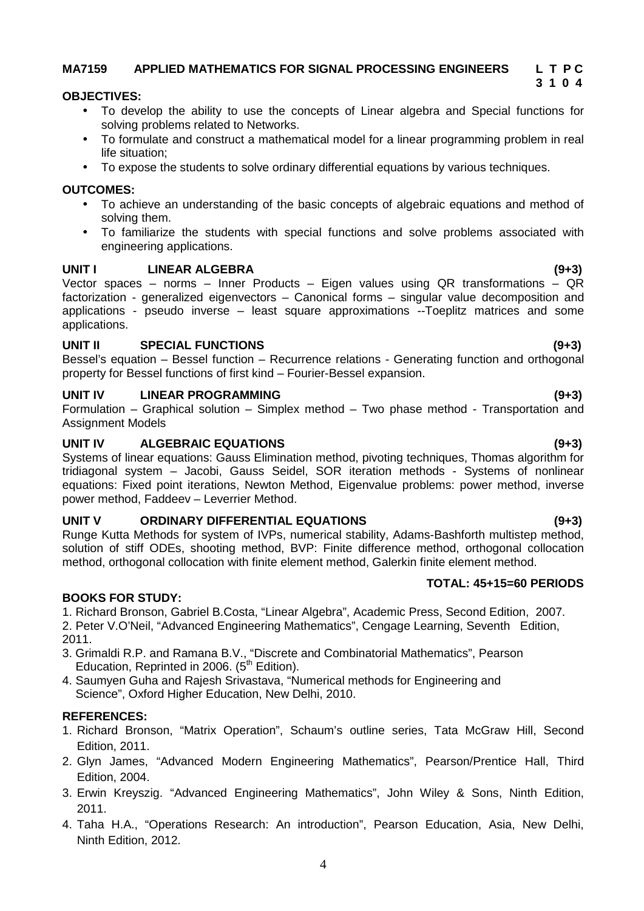**MA7159 APPLIED MATHEMATICS FOR SIGNAL PROCESSING ENGINEERS** **L T P C**
**3 1 0 4**

**OBJECTIVES:**

- To develop the ability to use the concepts of Linear algebra and Special functions for solving problems related to Networks.
- To formulate and construct a mathematical model for a linear programming problem in real life situation;
- To expose the students to solve ordinary differential equations by various techniques.

**OUTCOMES:**

- To achieve an understanding of the basic concepts of algebraic equations and method of solving them.
- To familiarize the students with special functions and solve problems associated with engineering applications.

**UNIT I LINEAR ALGEBRA (9+3)**

Vector spaces – norms – Inner Products – Eigen values using QR transformations – QR factorization - generalized eigenvectors – Canonical forms – singular value decomposition and applications - pseudo inverse – least square approximations --Toeplitz matrices and some applications.

**UNIT II SPECIAL FUNCTIONS (9+3)**

Bessel's equation – Bessel function – Recurrence relations - Generating function and orthogonal property for Bessel functions of first kind – Fourier-Bessel expansion.

**UNIT IV LINEAR PROGRAMMING (9+3)**

Formulation – Graphical solution – Simplex method – Two phase method - Transportation and Assignment Models

**UNIT IV ALGEBRAIC EQUATIONS (9+3)**

Systems of linear equations: Gauss Elimination method, pivoting techniques, Thomas algorithm for tridiagonal system – Jacobi, Gauss Seidel, SOR iteration methods - Systems of nonlinear equations: Fixed point iterations, Newton Method, Eigenvalue problems: power method, inverse power method, Faddeev – Leverrier Method.

**UNIT V ORDINARY DIFFERENTIAL EQUATIONS (9+3)**

Runge Kutta Methods for system of IVPs, numerical stability, Adams-Bashforth multistep method, solution of stiff ODEs, shooting method, BVP: Finite difference method, orthogonal collocation method, orthogonal collocation with finite element method, Galerkin finite element method.

**TOTAL: 45+15=60 PERIODS**

**BOOKS FOR STUDY:**

1. Richard Bronson, Gabriel B.Costa, "Linear Algebra", Academic Press, Second Edition, 2007.
2. Peter V.O'Neil, "Advanced Engineering Mathematics", Cengage Learning, Seventh Edition, 2011.
3. Grimaldi R.P. and Ramana B.V., "Discrete and Combinatorial Mathematics", Pearson Education, Reprinted in 2006. (5th Edition).
4. Saumyen Guha and Rajesh Srivastava, "Numerical methods for Engineering and Science", Oxford Higher Education, New Delhi, 2010.

**REFERENCES:**

1. Richard Bronson, "Matrix Operation", Schaum's outline series, Tata McGraw Hill, Second Edition, 2011.
2. Glyn James, "Advanced Modern Engineering Mathematics", Pearson/Prentice Hall, Third Edition, 2004.
3. Erwin Kreyszig. "Advanced Engineering Mathematics", John Wiley & Sons, Ninth Edition, 2011.
4. Taha H.A., "Operations Research: An introduction", Pearson Education, Asia, New Delhi, Ninth Edition, 2012.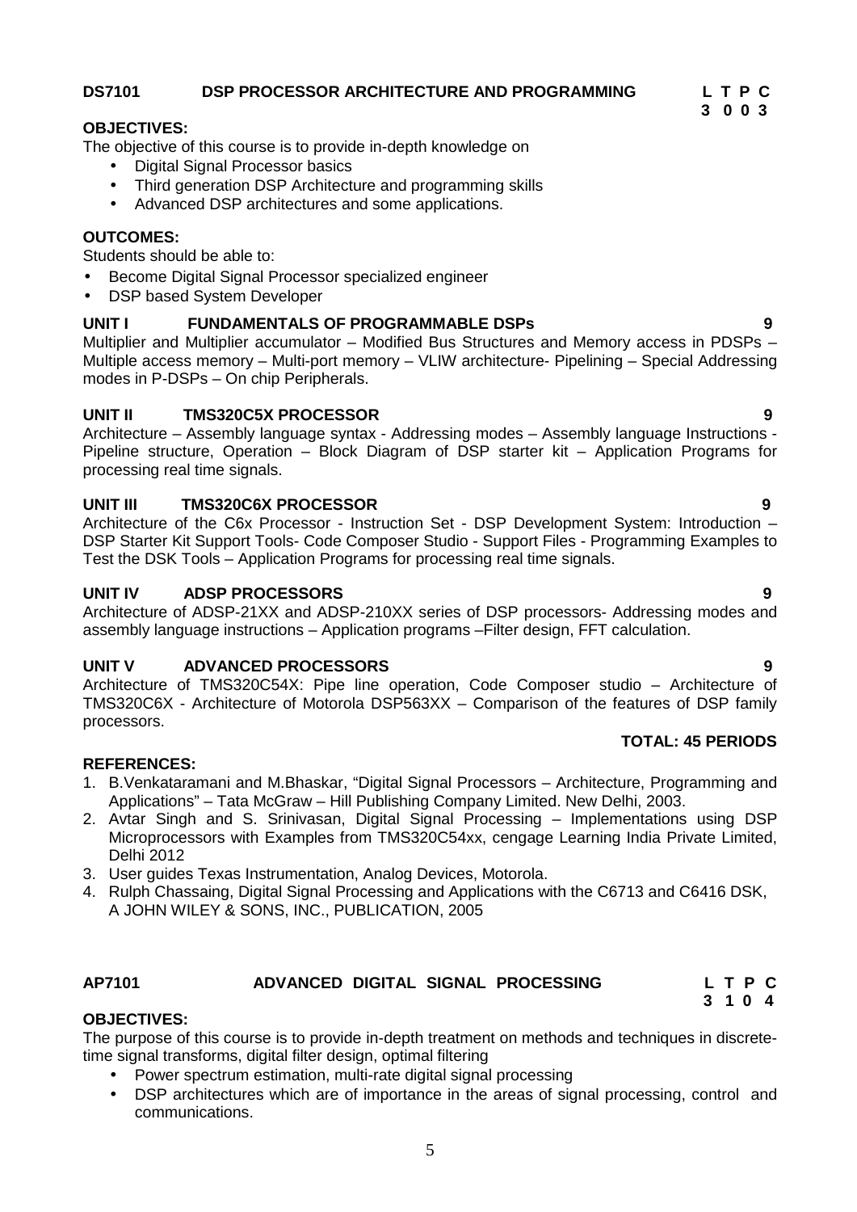## DS7101 DSP PROCESSOR ARCHITECTURE AND PROGRAMMING

**L T P C**
**3 0 0 3**

**OBJECTIVES:**

The objective of this course is to provide in-depth knowledge on

- Digital Signal Processor basics
- Third generation DSP Architecture and programming skills
- Advanced DSP architectures and some applications.

**OUTCOMES:**

Students should be able to:

- Become Digital Signal Processor specialized engineer
- DSP based System Developer

**UNIT I FUNDAMENTALS OF PROGRAMMABLE DSPs 9**

Multiplier and Multiplier accumulator – Modified Bus Structures and Memory access in PDSPs – Multiple access memory – Multi-port memory – VLIW architecture- Pipelining – Special Addressing modes in P-DSPs – On chip Peripherals.

**UNIT II TMS320C5X PROCESSOR 9**

Architecture – Assembly language syntax - Addressing modes – Assembly language Instructions - Pipeline structure, Operation – Block Diagram of DSP starter kit – Application Programs for processing real time signals.

**UNIT III TMS320C6X PROCESSOR 9**

Architecture of the C6x Processor - Instruction Set - DSP Development System: Introduction – DSP Starter Kit Support Tools- Code Composer Studio - Support Files - Programming Examples to Test the DSK Tools – Application Programs for processing real time signals.

**UNIT IV ADSP PROCESSORS 9**

Architecture of ADSP-21XX and ADSP-210XX series of DSP processors- Addressing modes and assembly language instructions – Application programs –Filter design, FFT calculation.

**UNIT V ADVANCED PROCESSORS 9**

Architecture of TMS320C54X: Pipe line operation, Code Composer studio – Architecture of TMS320C6X - Architecture of Motorola DSP563XX – Comparison of the features of DSP family processors.

**TOTAL: 45 PERIODS**

**REFERENCES:**

1. B.Venkataramani and M.Bhaskar, "Digital Signal Processors – Architecture, Programming and Applications" – Tata McGraw – Hill Publishing Company Limited. New Delhi, 2003.
2. Avtar Singh and S. Srinivasan, Digital Signal Processing – Implementations using DSP Microprocessors with Examples from TMS320C54xx, cengage Learning India Private Limited, Delhi 2012
3. User guides Texas Instrumentation, Analog Devices, Motorola.
4. Rulph Chassaing, Digital Signal Processing and Applications with the C6713 and C6416 DSK, A JOHN WILEY & SONS, INC., PUBLICATION, 2005

## AP7101 ADVANCED DIGITAL SIGNAL PROCESSING

**L T P C**
**3 1 0 4**

**OBJECTIVES:**

The purpose of this course is to provide in-depth treatment on methods and techniques in discrete-time signal transforms, digital filter design, optimal filtering

- Power spectrum estimation, multi-rate digital signal processing
- DSP architectures which are of importance in the areas of signal processing, control and communications.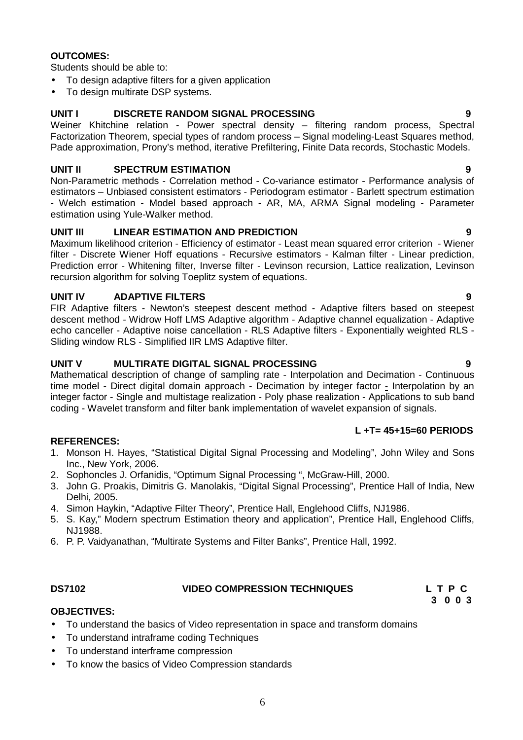**OUTCOMES:**

Students should be able to:

- To design adaptive filters for a given application
- To design multirate DSP systems.

**UNIT I DISCRETE RANDOM SIGNAL PROCESSING 9**

Weiner Khitchine relation - Power spectral density – filtering random process, Spectral Factorization Theorem, special types of random process – Signal modeling-Least Squares method, Pade approximation, Prony's method, iterative Prefiltering, Finite Data records, Stochastic Models.

**UNIT II SPECTRUM ESTIMATION 9**

Non-Parametric methods - Correlation method - Co-variance estimator - Performance analysis of estimators – Unbiased consistent estimators - Periodogram estimator - Barlett spectrum estimation - Welch estimation - Model based approach - AR, MA, ARMA Signal modeling - Parameter estimation using Yule-Walker method.

**UNIT III LINEAR ESTIMATION AND PREDICTION 9**

Maximum likelihood criterion - Efficiency of estimator - Least mean squared error criterion - Wiener filter - Discrete Wiener Hoff equations - Recursive estimators - Kalman filter - Linear prediction, Prediction error - Whitening filter, Inverse filter - Levinson recursion, Lattice realization, Levinson recursion algorithm for solving Toeplitz system of equations.

**UNIT IV ADAPTIVE FILTERS 9**

FIR Adaptive filters - Newton's steepest descent method - Adaptive filters based on steepest descent method - Widrow Hoff LMS Adaptive algorithm - Adaptive channel equalization - Adaptive echo canceller - Adaptive noise cancellation - RLS Adaptive filters - Exponentially weighted RLS - Sliding window RLS - Simplified IIR LMS Adaptive filter.

**UNIT V MULTIRATE DIGITAL SIGNAL PROCESSING 9**

Mathematical description of change of sampling rate - Interpolation and Decimation - Continuous time model - Direct digital domain approach - Decimation by integer factor - Interpolation by an integer factor - Single and multistage realization - Poly phase realization - Applications to sub band coding - Wavelet transform and filter bank implementation of wavelet expansion of signals.

**L +T= 45+15=60 PERIODS**

**REFERENCES:**

1. Monson H. Hayes, "Statistical Digital Signal Processing and Modeling", John Wiley and Sons Inc., New York, 2006.
2. Sophoncles J. Orfanidis, "Optimum Signal Processing ", McGraw-Hill, 2000.
3. John G. Proakis, Dimitris G. Manolakis, "Digital Signal Processing", Prentice Hall of India, New Delhi, 2005.
4. Simon Haykin, "Adaptive Filter Theory", Prentice Hall, Englehood Cliffs, NJ1986.
5. S. Kay," Modern spectrum Estimation theory and application", Prentice Hall, Englehood Cliffs, NJ1988.
6. P. P. Vaidyanathan, "Multirate Systems and Filter Banks", Prentice Hall, 1992.

**DS7102 VIDEO COMPRESSION TECHNIQUES L T P C**
**3 0 0 3**

**OBJECTIVES:**

- To understand the basics of Video representation in space and transform domains
- To understand intraframe coding Techniques
- To understand interframe compression
- To know the basics of Video Compression standards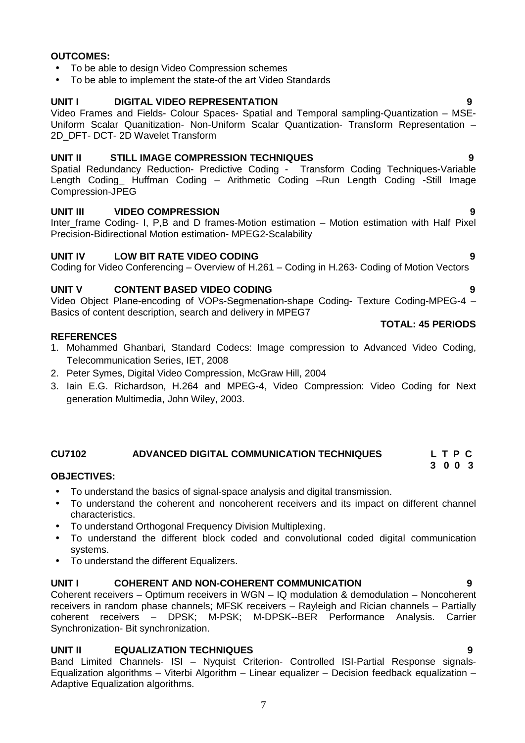**OUTCOMES:**

- To be able to design Video Compression schemes
- To be able to implement the state-of the art Video Standards

**UNIT I DIGITAL VIDEO REPRESENTATION 9**

Video Frames and Fields- Colour Spaces- Spatial and Temporal sampling-Quantization – MSE-Uniform Scalar Quanitization- Non-Uniform Scalar Quantization- Transform Representation – 2D_DFT- DCT- 2D Wavelet Transform

**UNIT II STILL IMAGE COMPRESSION TECHNIQUES 9**

Spatial Redundancy Reduction- Predictive Coding - Transform Coding Techniques-Variable Length Coding_ Huffman Coding – Arithmetic Coding –Run Length Coding -Still Image Compression-JPEG

**UNIT III VIDEO COMPRESSION 9**

Inter_frame Coding- I, P,B and D frames-Motion estimation – Motion estimation with Half Pixel Precision-Bidirectional Motion estimation- MPEG2-Scalability

**UNIT IV LOW BIT RATE VIDEO CODING 9**

Coding for Video Conferencing – Overview of H.261 – Coding in H.263- Coding of Motion Vectors

**UNIT V CONTENT BASED VIDEO CODING 9**

Video Object Plane-encoding of VOPs-Segmenation-shape Coding- Texture Coding-MPEG-4 – Basics of content description, search and delivery in MPEG7

**TOTAL: 45 PERIODS**

**REFERENCES**

1. Mohammed Ghanbari, Standard Codecs: Image compression to Advanced Video Coding, Telecommunication Series, IET, 2008
2. Peter Symes, Digital Video Compression, McGraw Hill, 2004
3. Iain E.G. Richardson, H.264 and MPEG-4, Video Compression: Video Coding for Next generation Multimedia, John Wiley, 2003.

## CU7102 ADVANCED DIGITAL COMMUNICATION TECHNIQUES

| L | T | P | C |
|---|---|---|---|
| 3 | 0 | 0 | 3 |

**OBJECTIVES:**

- To understand the basics of signal-space analysis and digital transmission.
- To understand the coherent and noncoherent receivers and its impact on different channel characteristics.
- To understand Orthogonal Frequency Division Multiplexing.
- To understand the different block coded and convolutional coded digital communication systems.
- To understand the different Equalizers.

**UNIT I COHERENT AND NON-COHERENT COMMUNICATION 9**

Coherent receivers – Optimum receivers in WGN – IQ modulation & demodulation – Noncoherent receivers in random phase channels; MFSK receivers – Rayleigh and Rician channels – Partially coherent receivers – DPSK; M-PSK; M-DPSK--BER Performance Analysis. Carrier Synchronization- Bit synchronization.

**UNIT II EQUALIZATION TECHNIQUES 9**

Band Limited Channels- ISI – Nyquist Criterion- Controlled ISI-Partial Response signals-Equalization algorithms – Viterbi Algorithm – Linear equalizer – Decision feedback equalization – Adaptive Equalization algorithms.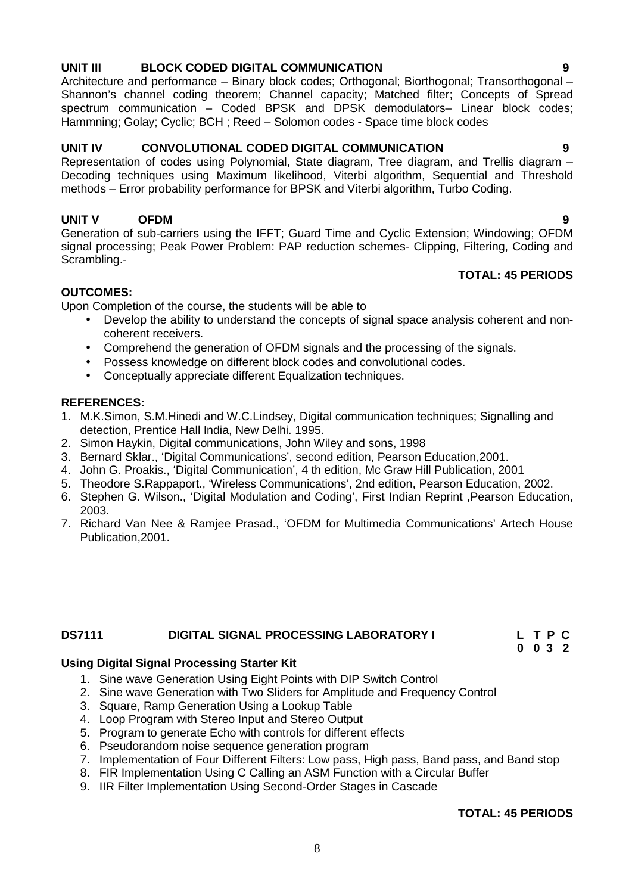**UNIT III BLOCK CODED DIGITAL COMMUNICATION 9**

Architecture and performance – Binary block codes; Orthogonal; Biorthogonal; Transorthogonal – Shannon's channel coding theorem; Channel capacity; Matched filter; Concepts of Spread spectrum communication – Coded BPSK and DPSK demodulators– Linear block codes; Hammning; Golay; Cyclic; BCH ; Reed – Solomon codes - Space time block codes

**UNIT IV CONVOLUTIONAL CODED DIGITAL COMMUNICATION 9**

Representation of codes using Polynomial, State diagram, Tree diagram, and Trellis diagram – Decoding techniques using Maximum likelihood, Viterbi algorithm, Sequential and Threshold methods – Error probability performance for BPSK and Viterbi algorithm, Turbo Coding.

**UNIT V OFDM 9**

Generation of sub-carriers using the IFFT; Guard Time and Cyclic Extension; Windowing; OFDM signal processing; Peak Power Problem: PAP reduction schemes- Clipping, Filtering, Coding and Scrambling.-

**TOTAL: 45 PERIODS**

**OUTCOMES:**

Upon Completion of the course, the students will be able to

- Develop the ability to understand the concepts of signal space analysis coherent and non-coherent receivers.
- Comprehend the generation of OFDM signals and the processing of the signals.
- Possess knowledge on different block codes and convolutional codes.
- Conceptually appreciate different Equalization techniques.

**REFERENCES:**

1. M.K.Simon, S.M.Hinedi and W.C.Lindsey, Digital communication techniques; Signalling and detection, Prentice Hall India, New Delhi. 1995.
2. Simon Haykin, Digital communications, John Wiley and sons, 1998
3. Bernard Sklar., 'Digital Communications', second edition, Pearson Education,2001.
4. John G. Proakis., 'Digital Communication', 4 th edition, Mc Graw Hill Publication, 2001
5. Theodore S.Rappaport., 'Wireless Communications', 2nd edition, Pearson Education, 2002.
6. Stephen G. Wilson., 'Digital Modulation and Coding', First Indian Reprint ,Pearson Education, 2003.
7. Richard Van Nee & Ramjee Prasad., 'OFDM for Multimedia Communications' Artech House Publication,2001.

**DS7111 DIGITAL SIGNAL PROCESSING LABORATORY I**

| L | T | P | C |
|---|---|---|---|
| 0 | 0 | 3 | 2 |

**Using Digital Signal Processing Starter Kit**

1. Sine wave Generation Using Eight Points with DIP Switch Control
2. Sine wave Generation with Two Sliders for Amplitude and Frequency Control
3. Square, Ramp Generation Using a Lookup Table
4. Loop Program with Stereo Input and Stereo Output
5. Program to generate Echo with controls for different effects
6. Pseudorandom noise sequence generation program
7. Implementation of Four Different Filters: Low pass, High pass, Band pass, and Band stop
8. FIR Implementation Using C Calling an ASM Function with a Circular Buffer
9. IIR Filter Implementation Using Second-Order Stages in Cascade

**TOTAL: 45 PERIODS**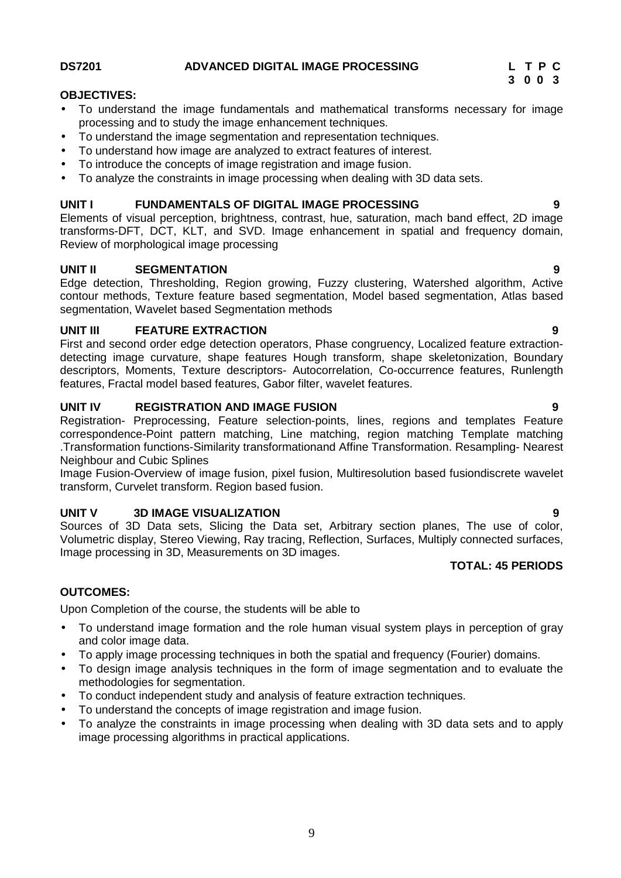**DS7201 ADVANCED DIGITAL IMAGE PROCESSING**

| L | T | P | C |
|---|---|---|---|
| 3 | 0 | 0 | 3 |

**OBJECTIVES:**

- To understand the image fundamentals and mathematical transforms necessary for image processing and to study the image enhancement techniques.
- To understand the image segmentation and representation techniques.
- To understand how image are analyzed to extract features of interest.
- To introduce the concepts of image registration and image fusion.
- To analyze the constraints in image processing when dealing with 3D data sets.

**UNIT I FUNDAMENTALS OF DIGITAL IMAGE PROCESSING 9**

Elements of visual perception, brightness, contrast, hue, saturation, mach band effect, 2D image transforms-DFT, DCT, KLT, and SVD. Image enhancement in spatial and frequency domain, Review of morphological image processing

**UNIT II SEGMENTATION 9**

Edge detection, Thresholding, Region growing, Fuzzy clustering, Watershed algorithm, Active contour methods, Texture feature based segmentation, Model based segmentation, Atlas based segmentation, Wavelet based Segmentation methods

**UNIT III FEATURE EXTRACTION 9**

First and second order edge detection operators, Phase congruency, Localized feature extraction-detecting image curvature, shape features Hough transform, shape skeletonization, Boundary descriptors, Moments, Texture descriptors- Autocorrelation, Co-occurrence features, Runlength features, Fractal model based features, Gabor filter, wavelet features.

**UNIT IV REGISTRATION AND IMAGE FUSION 9**

Registration- Preprocessing, Feature selection-points, lines, regions and templates Feature correspondence-Point pattern matching, Line matching, region matching Template matching .Transformation functions-Similarity transformationand Affine Transformation. Resampling- Nearest Neighbour and Cubic Splines

Image Fusion-Overview of image fusion, pixel fusion, Multiresolution based fusiondiscrete wavelet transform, Curvelet transform. Region based fusion.

**UNIT V 3D IMAGE VISUALIZATION 9**

Sources of 3D Data sets, Slicing the Data set, Arbitrary section planes, The use of color, Volumetric display, Stereo Viewing, Ray tracing, Reflection, Surfaces, Multiply connected surfaces, Image processing in 3D, Measurements on 3D images.

**TOTAL: 45 PERIODS**

**OUTCOMES:**

Upon Completion of the course, the students will be able to

- To understand image formation and the role human visual system plays in perception of gray and color image data.
- To apply image processing techniques in both the spatial and frequency (Fourier) domains.
- To design image analysis techniques in the form of image segmentation and to evaluate the methodologies for segmentation.
- To conduct independent study and analysis of feature extraction techniques.
- To understand the concepts of image registration and image fusion.
- To analyze the constraints in image processing when dealing with 3D data sets and to apply image processing algorithms in practical applications.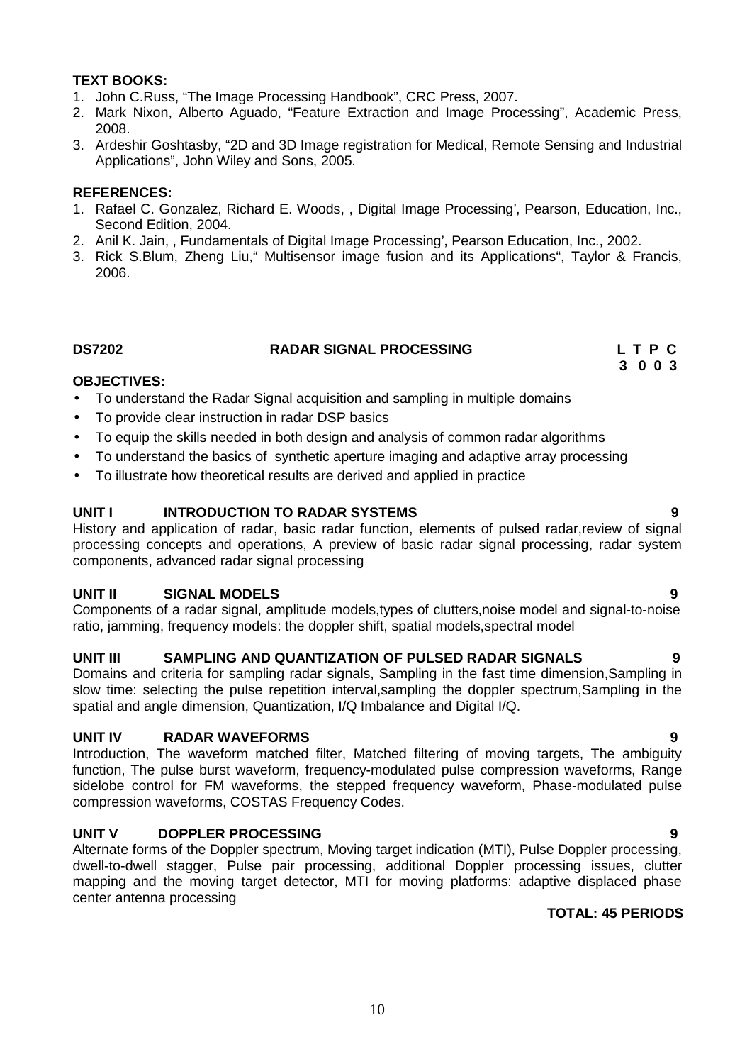**TEXT BOOKS:**

1. John C.Russ, "The Image Processing Handbook", CRC Press, 2007.
2. Mark Nixon, Alberto Aguado, "Feature Extraction and Image Processing", Academic Press, 2008.
3. Ardeshir Goshtasby, "2D and 3D Image registration for Medical, Remote Sensing and Industrial Applications", John Wiley and Sons, 2005.

**REFERENCES:**

1. Rafael C. Gonzalez, Richard E. Woods, , Digital Image Processing', Pearson, Education, Inc., Second Edition, 2004.
2. Anil K. Jain, , Fundamentals of Digital Image Processing', Pearson Education, Inc., 2002.
3. Rick S.Blum, Zheng Liu," Multisensor image fusion and its Applications", Taylor & Francis, 2006.

## DS7202 RADAR SIGNAL PROCESSING

| L | T | P | C |
|---|---|---|---|
| 3 | 0 | 0 | 3 |

**OBJECTIVES:**

- To understand the Radar Signal acquisition and sampling in multiple domains
- To provide clear instruction in radar DSP basics
- To equip the skills needed in both design and analysis of common radar algorithms
- To understand the basics of synthetic aperture imaging and adaptive array processing
- To illustrate how theoretical results are derived and applied in practice

**UNIT I INTRODUCTION TO RADAR SYSTEMS 9**

History and application of radar, basic radar function, elements of pulsed radar,review of signal processing concepts and operations, A preview of basic radar signal processing, radar system components, advanced radar signal processing

**UNIT II SIGNAL MODELS 9**

Components of a radar signal, amplitude models,types of clutters,noise model and signal-to-noise ratio, jamming, frequency models: the doppler shift, spatial models,spectral model

**UNIT III SAMPLING AND QUANTIZATION OF PULSED RADAR SIGNALS 9**

Domains and criteria for sampling radar signals, Sampling in the fast time dimension,Sampling in slow time: selecting the pulse repetition interval,sampling the doppler spectrum,Sampling in the spatial and angle dimension, Quantization, I/Q Imbalance and Digital I/Q.

**UNIT IV RADAR WAVEFORMS 9**

Introduction, The waveform matched filter, Matched filtering of moving targets, The ambiguity function, The pulse burst waveform, frequency-modulated pulse compression waveforms, Range sidelobe control for FM waveforms, the stepped frequency waveform, Phase-modulated pulse compression waveforms, COSTAS Frequency Codes.

**UNIT V DOPPLER PROCESSING 9**

Alternate forms of the Doppler spectrum, Moving target indication (MTI), Pulse Doppler processing, dwell-to-dwell stagger, Pulse pair processing, additional Doppler processing issues, clutter mapping and the moving target detector, MTI for moving platforms: adaptive displaced phase center antenna processing

**TOTAL: 45 PERIODS**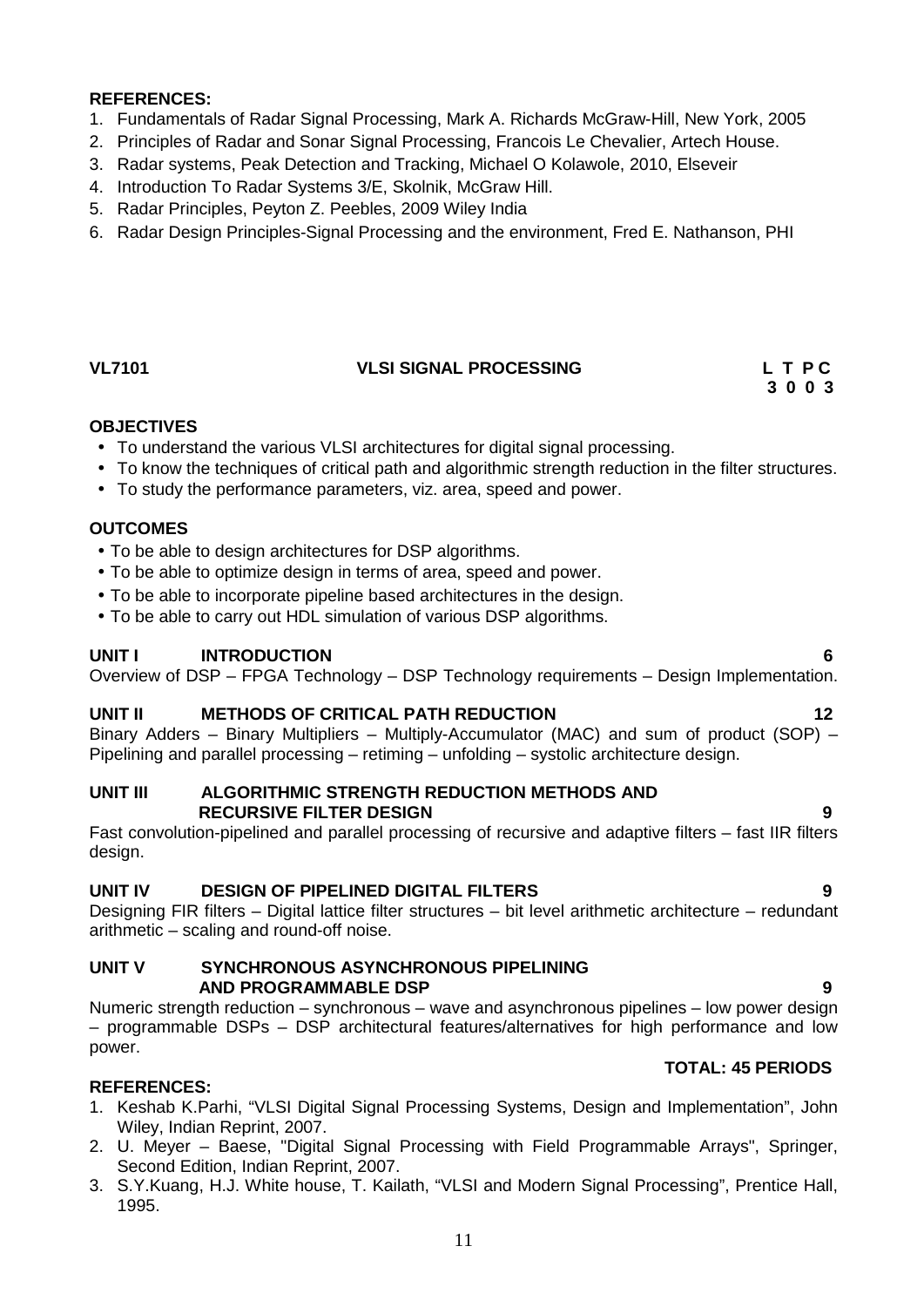**REFERENCES:**

1. Fundamentals of Radar Signal Processing, Mark A. Richards McGraw-Hill, New York, 2005
2. Principles of Radar and Sonar Signal Processing, Francois Le Chevalier, Artech House.
3. Radar systems, Peak Detection and Tracking, Michael O Kolawole, 2010, Elseveir
4. Introduction To Radar Systems 3/E, Skolnik, McGraw Hill.
5. Radar Principles, Peyton Z. Peebles, 2009 Wiley India
6. Radar Design Principles-Signal Processing and the environment, Fred E. Nathanson, PHI

## VL7101 VLSI SIGNAL PROCESSING

**L T P C**
**3 0 0 3**

**OBJECTIVES**

- To understand the various VLSI architectures for digital signal processing.
- To know the techniques of critical path and algorithmic strength reduction in the filter structures.
- To study the performance parameters, viz. area, speed and power.

**OUTCOMES**

- To be able to design architectures for DSP algorithms.
- To be able to optimize design in terms of area, speed and power.
- To be able to incorporate pipeline based architectures in the design.
- To be able to carry out HDL simulation of various DSP algorithms.

**UNIT I INTRODUCTION 6**

Overview of DSP – FPGA Technology – DSP Technology requirements – Design Implementation.

**UNIT II METHODS OF CRITICAL PATH REDUCTION 12**

Binary Adders – Binary Multipliers – Multiply-Accumulator (MAC) and sum of product (SOP) – Pipelining and parallel processing – retiming – unfolding – systolic architecture design.

**UNIT III ALGORITHMIC STRENGTH REDUCTION METHODS AND RECURSIVE FILTER DESIGN 9**

Fast convolution-pipelined and parallel processing of recursive and adaptive filters – fast IIR filters design.

**UNIT IV DESIGN OF PIPELINED DIGITAL FILTERS 9**

Designing FIR filters – Digital lattice filter structures – bit level arithmetic architecture – redundant arithmetic – scaling and round-off noise.

**UNIT V SYNCHRONOUS ASYNCHRONOUS PIPELINING AND PROGRAMMABLE DSP 9**

Numeric strength reduction – synchronous – wave and asynchronous pipelines – low power design – programmable DSPs – DSP architectural features/alternatives for high performance and low power.

**TOTAL: 45 PERIODS**

**REFERENCES:**

1. Keshab K.Parhi, "VLSI Digital Signal Processing Systems, Design and Implementation", John Wiley, Indian Reprint, 2007.
2. U. Meyer – Baese, "Digital Signal Processing with Field Programmable Arrays", Springer, Second Edition, Indian Reprint, 2007.
3. S.Y.Kuang, H.J. White house, T. Kailath, "VLSI and Modern Signal Processing", Prentice Hall, 1995.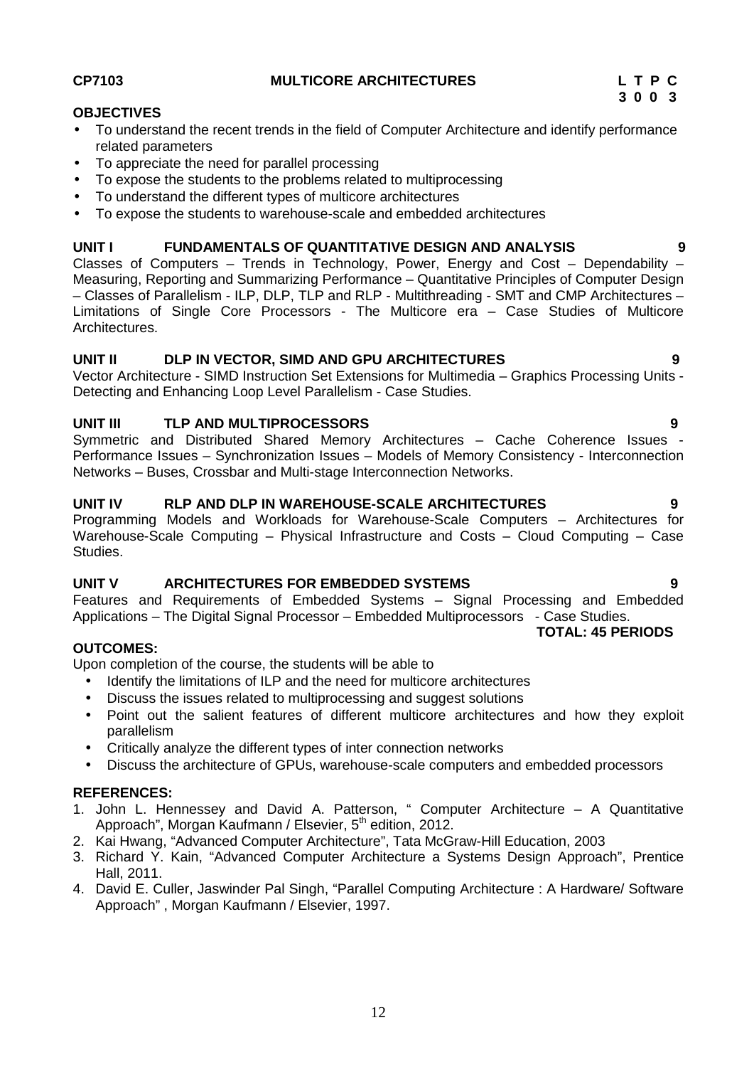**CP7103 MULTICORE ARCHITECTURES**

| L | T | P | C |
|---|---|---|---|
| 3 | 0 | 0 | 3 |

**OBJECTIVES**

- To understand the recent trends in the field of Computer Architecture and identify performance related parameters
- To appreciate the need for parallel processing
- To expose the students to the problems related to multiprocessing
- To understand the different types of multicore architectures
- To expose the students to warehouse-scale and embedded architectures

**UNIT I FUNDAMENTALS OF QUANTITATIVE DESIGN AND ANALYSIS 9**

Classes of Computers – Trends in Technology, Power, Energy and Cost – Dependability – Measuring, Reporting and Summarizing Performance – Quantitative Principles of Computer Design – Classes of Parallelism - ILP, DLP, TLP and RLP - Multithreading - SMT and CMP Architectures – Limitations of Single Core Processors - The Multicore era – Case Studies of Multicore Architectures.

**UNIT II DLP IN VECTOR, SIMD AND GPU ARCHITECTURES 9**

Vector Architecture - SIMD Instruction Set Extensions for Multimedia – Graphics Processing Units - Detecting and Enhancing Loop Level Parallelism - Case Studies.

**UNIT III TLP AND MULTIPROCESSORS 9**

Symmetric and Distributed Shared Memory Architectures – Cache Coherence Issues - Performance Issues – Synchronization Issues – Models of Memory Consistency - Interconnection Networks – Buses, Crossbar and Multi-stage Interconnection Networks.

**UNIT IV RLP AND DLP IN WAREHOUSE-SCALE ARCHITECTURES 9**

Programming Models and Workloads for Warehouse-Scale Computers – Architectures for Warehouse-Scale Computing – Physical Infrastructure and Costs – Cloud Computing – Case Studies.

**UNIT V ARCHITECTURES FOR EMBEDDED SYSTEMS 9**

Features and Requirements of Embedded Systems – Signal Processing and Embedded Applications – The Digital Signal Processor – Embedded Multiprocessors - Case Studies.

**TOTAL: 45 PERIODS**

**OUTCOMES:**

Upon completion of the course, the students will be able to

- Identify the limitations of ILP and the need for multicore architectures
- Discuss the issues related to multiprocessing and suggest solutions
- Point out the salient features of different multicore architectures and how they exploit parallelism
- Critically analyze the different types of inter connection networks
- Discuss the architecture of GPUs, warehouse-scale computers and embedded processors

**REFERENCES:**

1. John L. Hennessey and David A. Patterson, " Computer Architecture – A Quantitative Approach", Morgan Kaufmann / Elsevier, 5th edition, 2012.
2. Kai Hwang, "Advanced Computer Architecture", Tata McGraw-Hill Education, 2003
3. Richard Y. Kain, "Advanced Computer Architecture a Systems Design Approach", Prentice Hall, 2011.
4. David E. Culler, Jaswinder Pal Singh, "Parallel Computing Architecture : A Hardware/ Software Approach" , Morgan Kaufmann / Elsevier, 1997.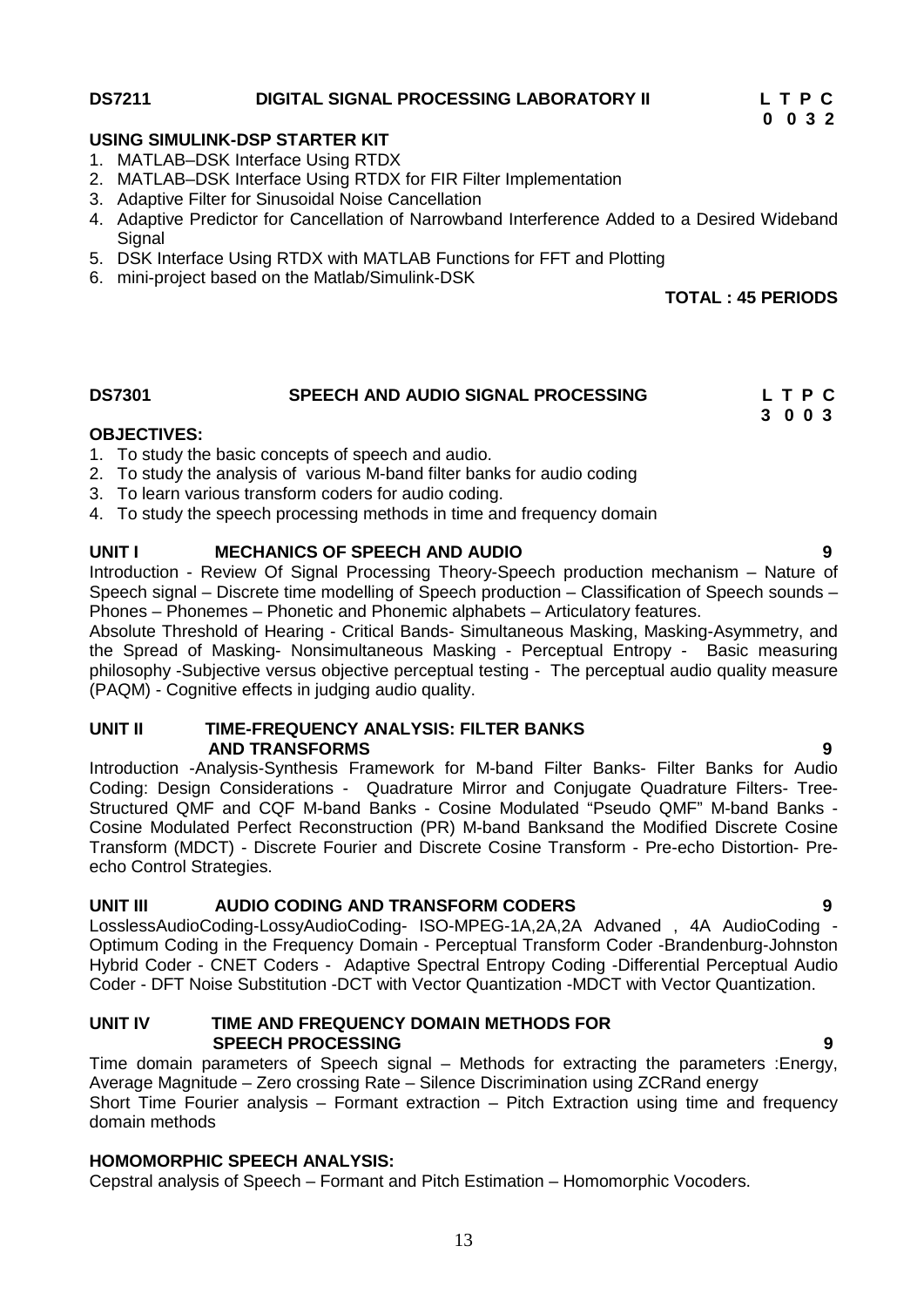**DS7211 DIGITAL SIGNAL PROCESSING LABORATORY II**

| L | T | P | C |
|---|---|---|---|
| 0 | 0 | 3 | 2 |

**USING SIMULINK-DSP STARTER KIT**

1. MATLAB–DSK Interface Using RTDX
2. MATLAB–DSK Interface Using RTDX for FIR Filter Implementation
3. Adaptive Filter for Sinusoidal Noise Cancellation
4. Adaptive Predictor for Cancellation of Narrowband Interference Added to a Desired Wideband Signal
5. DSK Interface Using RTDX with MATLAB Functions for FFT and Plotting
6. mini-project based on the Matlab/Simulink-DSK

**TOTAL : 45 PERIODS**

**DS7301 SPEECH AND AUDIO SIGNAL PROCESSING**

| L | T | P | C |
|---|---|---|---|
| 3 | 0 | 0 | 3 |

**OBJECTIVES:**

1. To study the basic concepts of speech and audio.
2. To study the analysis of various M-band filter banks for audio coding
3. To learn various transform coders for audio coding.
4. To study the speech processing methods in time and frequency domain

**UNIT I MECHANICS OF SPEECH AND AUDIO 9**

Introduction - Review Of Signal Processing Theory-Speech production mechanism – Nature of Speech signal – Discrete time modelling of Speech production – Classification of Speech sounds – Phones – Phonemes – Phonetic and Phonemic alphabets – Articulatory features.

Absolute Threshold of Hearing - Critical Bands- Simultaneous Masking, Masking-Asymmetry, and the Spread of Masking- Nonsimultaneous Masking - Perceptual Entropy - Basic measuring philosophy -Subjective versus objective perceptual testing - The perceptual audio quality measure (PAQM) - Cognitive effects in judging audio quality.

**UNIT II TIME-FREQUENCY ANALYSIS: FILTER BANKS AND TRANSFORMS 9**

Introduction -Analysis-Synthesis Framework for M-band Filter Banks- Filter Banks for Audio Coding: Design Considerations - Quadrature Mirror and Conjugate Quadrature Filters- Tree-Structured QMF and CQF M-band Banks - Cosine Modulated "Pseudo QMF" M-band Banks - Cosine Modulated Perfect Reconstruction (PR) M-band Banksand the Modified Discrete Cosine Transform (MDCT) - Discrete Fourier and Discrete Cosine Transform - Pre-echo Distortion- Pre-echo Control Strategies.

**UNIT III AUDIO CODING AND TRANSFORM CODERS 9**

LosslessAudioCoding-LossyAudioCoding- ISO-MPEG-1A,2A,2A Advaned , 4A AudioCoding - Optimum Coding in the Frequency Domain - Perceptual Transform Coder -Brandenburg-Johnston Hybrid Coder - CNET Coders - Adaptive Spectral Entropy Coding -Differential Perceptual Audio Coder - DFT Noise Substitution -DCT with Vector Quantization -MDCT with Vector Quantization.

**UNIT IV TIME AND FREQUENCY DOMAIN METHODS FOR SPEECH PROCESSING 9**

Time domain parameters of Speech signal – Methods for extracting the parameters :Energy, Average Magnitude – Zero crossing Rate – Silence Discrimination using ZCRand energy

Short Time Fourier analysis – Formant extraction – Pitch Extraction using time and frequency domain methods

**HOMOMORPHIC SPEECH ANALYSIS:**

Cepstral analysis of Speech – Formant and Pitch Estimation – Homomorphic Vocoders.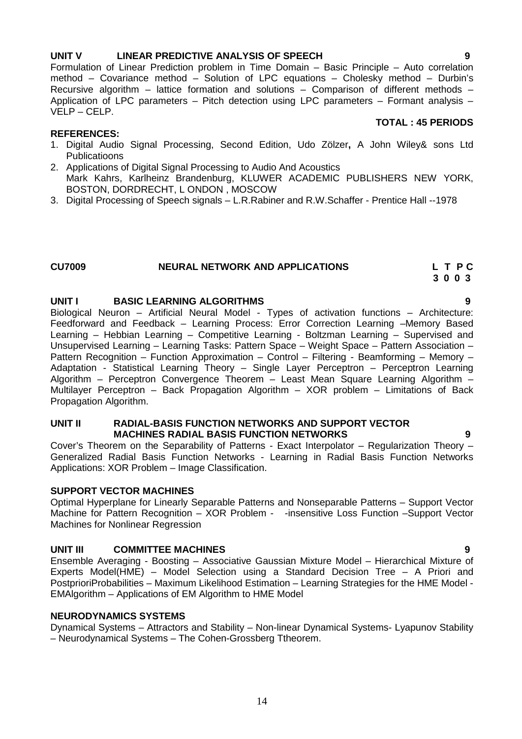### UNIT V LINEAR PREDICTIVE ANALYSIS OF SPEECH 9

Formulation of Linear Prediction problem in Time Domain – Basic Principle – Auto correlation method – Covariance method – Solution of LPC equations – Cholesky method – Durbin's Recursive algorithm – lattice formation and solutions – Comparison of different methods – Application of LPC parameters – Pitch detection using LPC parameters – Formant analysis – VELP – CELP.

**TOTAL : 45 PERIODS**

**REFERENCES:**

1. Digital Audio Signal Processing, Second Edition, Udo Zölzer**,** A John Wiley& sons Ltd Publicatioons
2. Applications of Digital Signal Processing to Audio And Acoustics
   Mark Kahrs, Karlheinz Brandenburg, KLUWER ACADEMIC PUBLISHERS NEW YORK, BOSTON, DORDRECHT, L ONDON , MOSCOW
3. Digital Processing of Speech signals – L.R.Rabiner and R.W.Schaffer - Prentice Hall --1978

## CU7009 NEURAL NETWORK AND APPLICATIONS

| L | T | P | C |
|---|---|---|---|
| 3 | 0 | 0 | 3 |

### UNIT I BASIC LEARNING ALGORITHMS 9

Biological Neuron – Artificial Neural Model - Types of activation functions – Architecture: Feedforward and Feedback – Learning Process: Error Correction Learning –Memory Based Learning – Hebbian Learning – Competitive Learning - Boltzman Learning – Supervised and Unsupervised Learning – Learning Tasks: Pattern Space – Weight Space – Pattern Association – Pattern Recognition – Function Approximation – Control – Filtering - Beamforming – Memory – Adaptation - Statistical Learning Theory – Single Layer Perceptron – Perceptron Learning Algorithm – Perceptron Convergence Theorem – Least Mean Square Learning Algorithm – Multilayer Perceptron – Back Propagation Algorithm – XOR problem – Limitations of Back Propagation Algorithm.

### UNIT II RADIAL-BASIS FUNCTION NETWORKS AND SUPPORT VECTOR MACHINES RADIAL BASIS FUNCTION NETWORKS 9

Cover's Theorem on the Separability of Patterns - Exact Interpolator – Regularization Theory – Generalized Radial Basis Function Networks - Learning in Radial Basis Function Networks Applications: XOR Problem – Image Classification.

**SUPPORT VECTOR MACHINES**

Optimal Hyperplane for Linearly Separable Patterns and Nonseparable Patterns – Support Vector Machine for Pattern Recognition – XOR Problem - -insensitive Loss Function –Support Vector Machines for Nonlinear Regression

### UNIT III COMMITTEE MACHINES 9

Ensemble Averaging - Boosting – Associative Gaussian Mixture Model – Hierarchical Mixture of Experts Model(HME) – Model Selection using a Standard Decision Tree – A Priori and PostprioriProbabilities – Maximum Likelihood Estimation – Learning Strategies for the HME Model - EMAlgorithm – Applications of EM Algorithm to HME Model

**NEURODYNAMICS SYSTEMS**

Dynamical Systems – Attractors and Stability – Non-linear Dynamical Systems- Lyapunov Stability – Neurodynamical Systems – The Cohen-Grossberg Ttheorem.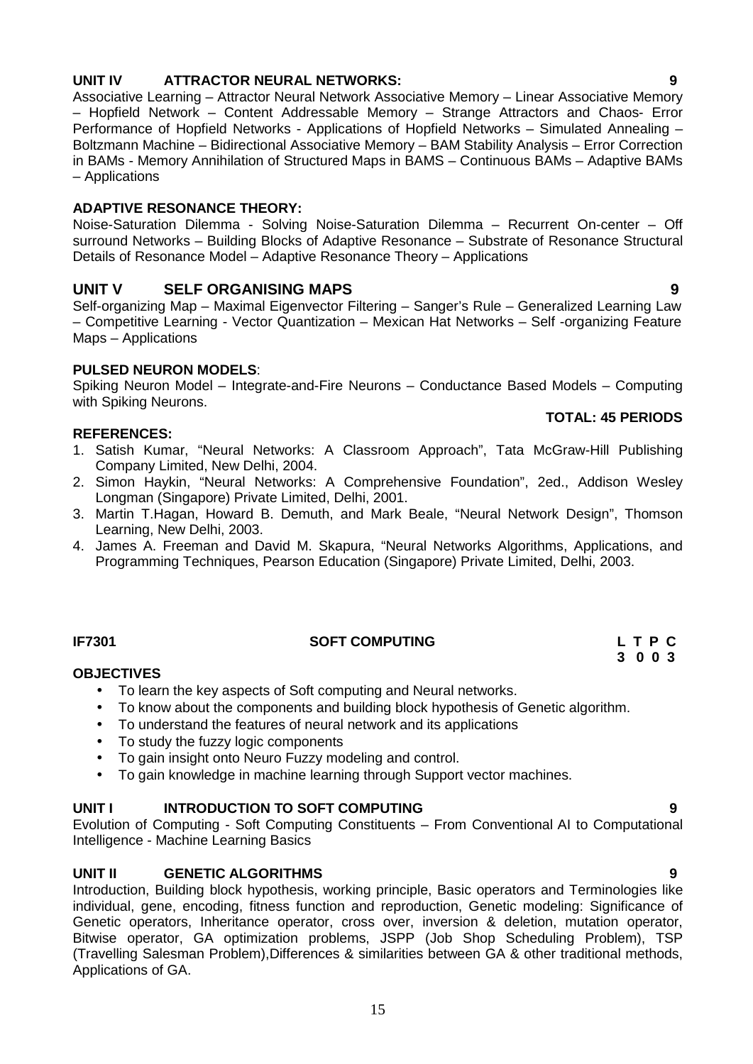### UNIT IV ATTRACTOR NEURAL NETWORKS: 9

Associative Learning – Attractor Neural Network Associative Memory – Linear Associative Memory – Hopfield Network – Content Addressable Memory – Strange Attractors and Chaos- Error Performance of Hopfield Networks - Applications of Hopfield Networks – Simulated Annealing – Boltzmann Machine – Bidirectional Associative Memory – BAM Stability Analysis – Error Correction in BAMs - Memory Annihilation of Structured Maps in BAMS – Continuous BAMs – Adaptive BAMs – Applications

**ADAPTIVE RESONANCE THEORY:**

Noise-Saturation Dilemma - Solving Noise-Saturation Dilemma – Recurrent On-center – Off surround Networks – Building Blocks of Adaptive Resonance – Substrate of Resonance Structural Details of Resonance Model – Adaptive Resonance Theory – Applications

### UNIT V SELF ORGANISING MAPS 9

Self-organizing Map – Maximal Eigenvector Filtering – Sanger's Rule – Generalized Learning Law – Competitive Learning - Vector Quantization – Mexican Hat Networks – Self -organizing Feature Maps – Applications

**PULSED NEURON MODELS**:

Spiking Neuron Model – Integrate-and-Fire Neurons – Conductance Based Models – Computing with Spiking Neurons.

**TOTAL: 45 PERIODS**

**REFERENCES:**

1. Satish Kumar, "Neural Networks: A Classroom Approach", Tata McGraw-Hill Publishing Company Limited, New Delhi, 2004.
2. Simon Haykin, "Neural Networks: A Comprehensive Foundation", 2ed., Addison Wesley Longman (Singapore) Private Limited, Delhi, 2001.
3. Martin T.Hagan, Howard B. Demuth, and Mark Beale, "Neural Network Design", Thomson Learning, New Delhi, 2003.
4. James A. Freeman and David M. Skapura, "Neural Networks Algorithms, Applications, and Programming Techniques, Pearson Education (Singapore) Private Limited, Delhi, 2003.

## IF7301 SOFT COMPUTING

**L T P C**
**3 0 0 3**

**OBJECTIVES**

- To learn the key aspects of Soft computing and Neural networks.
- To know about the components and building block hypothesis of Genetic algorithm.
- To understand the features of neural network and its applications
- To study the fuzzy logic components
- To gain insight onto Neuro Fuzzy modeling and control.
- To gain knowledge in machine learning through Support vector machines.

### UNIT I INTRODUCTION TO SOFT COMPUTING 9

Evolution of Computing - Soft Computing Constituents – From Conventional AI to Computational Intelligence - Machine Learning Basics

### UNIT II GENETIC ALGORITHMS 9

Introduction, Building block hypothesis, working principle, Basic operators and Terminologies like individual, gene, encoding, fitness function and reproduction, Genetic modeling: Significance of Genetic operators, Inheritance operator, cross over, inversion & deletion, mutation operator, Bitwise operator, GA optimization problems, JSPP (Job Shop Scheduling Problem), TSP (Travelling Salesman Problem),Differences & similarities between GA & other traditional methods, Applications of GA.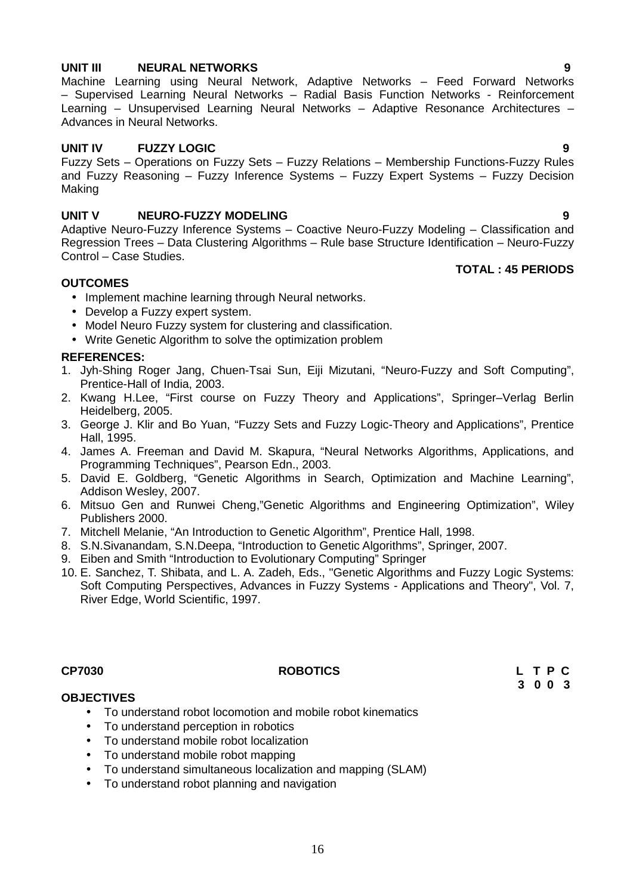**UNIT III NEURAL NETWORKS 9**

Machine Learning using Neural Network, Adaptive Networks – Feed Forward Networks – Supervised Learning Neural Networks – Radial Basis Function Networks - Reinforcement Learning – Unsupervised Learning Neural Networks – Adaptive Resonance Architectures – Advances in Neural Networks.

**UNIT IV FUZZY LOGIC 9**

Fuzzy Sets – Operations on Fuzzy Sets – Fuzzy Relations – Membership Functions-Fuzzy Rules and Fuzzy Reasoning – Fuzzy Inference Systems – Fuzzy Expert Systems – Fuzzy Decision Making

**UNIT V NEURO-FUZZY MODELING 9**

Adaptive Neuro-Fuzzy Inference Systems – Coactive Neuro-Fuzzy Modeling – Classification and Regression Trees – Data Clustering Algorithms – Rule base Structure Identification – Neuro-Fuzzy Control – Case Studies.

**TOTAL : 45 PERIODS**

**OUTCOMES**

- Implement machine learning through Neural networks.
- Develop a Fuzzy expert system.
- Model Neuro Fuzzy system for clustering and classification.
- Write Genetic Algorithm to solve the optimization problem

**REFERENCES:**

1. Jyh-Shing Roger Jang, Chuen-Tsai Sun, Eiji Mizutani, "Neuro-Fuzzy and Soft Computing", Prentice-Hall of India, 2003.
2. Kwang H.Lee, "First course on Fuzzy Theory and Applications", Springer–Verlag Berlin Heidelberg, 2005.
3. George J. Klir and Bo Yuan, "Fuzzy Sets and Fuzzy Logic-Theory and Applications", Prentice Hall, 1995.
4. James A. Freeman and David M. Skapura, "Neural Networks Algorithms, Applications, and Programming Techniques", Pearson Edn., 2003.
5. David E. Goldberg, "Genetic Algorithms in Search, Optimization and Machine Learning", Addison Wesley, 2007.
6. Mitsuo Gen and Runwei Cheng,"Genetic Algorithms and Engineering Optimization", Wiley Publishers 2000.
7. Mitchell Melanie, "An Introduction to Genetic Algorithm", Prentice Hall, 1998.
8. S.N.Sivanandam, S.N.Deepa, "Introduction to Genetic Algorithms", Springer, 2007.
9. Eiben and Smith "Introduction to Evolutionary Computing" Springer
10. E. Sanchez, T. Shibata, and L. A. Zadeh, Eds., "Genetic Algorithms and Fuzzy Logic Systems: Soft Computing Perspectives, Advances in Fuzzy Systems - Applications and Theory", Vol. 7, River Edge, World Scientific, 1997.

**CP7030 ROBOTICS**

| L | T | P | C |
|---|---|---|---|
| 3 | 0 | 0 | 3 |

**OBJECTIVES**

- To understand robot locomotion and mobile robot kinematics
- To understand perception in robotics
- To understand mobile robot localization
- To understand mobile robot mapping
- To understand simultaneous localization and mapping (SLAM)
- To understand robot planning and navigation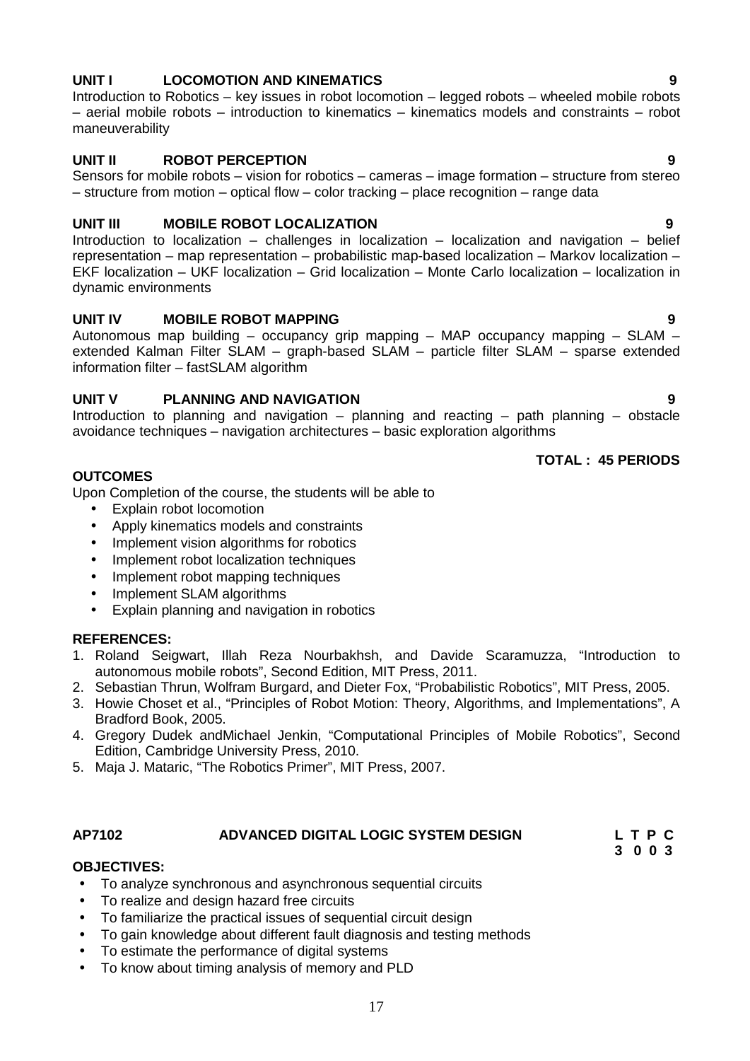**UNIT I LOCOMOTION AND KINEMATICS 9**

Introduction to Robotics – key issues in robot locomotion – legged robots – wheeled mobile robots – aerial mobile robots – introduction to kinematics – kinematics models and constraints – robot maneuverability

**UNIT II ROBOT PERCEPTION 9**

Sensors for mobile robots – vision for robotics – cameras – image formation – structure from stereo – structure from motion – optical flow – color tracking – place recognition – range data

**UNIT III MOBILE ROBOT LOCALIZATION 9**

Introduction to localization – challenges in localization – localization and navigation – belief representation – map representation – probabilistic map-based localization – Markov localization – EKF localization – UKF localization – Grid localization – Monte Carlo localization – localization in dynamic environments

**UNIT IV MOBILE ROBOT MAPPING 9**

Autonomous map building – occupancy grip mapping – MAP occupancy mapping – SLAM – extended Kalman Filter SLAM – graph-based SLAM – particle filter SLAM – sparse extended information filter – fastSLAM algorithm

**UNIT V PLANNING AND NAVIGATION 9**

Introduction to planning and navigation – planning and reacting – path planning – obstacle avoidance techniques – navigation architectures – basic exploration algorithms

**TOTAL : 45 PERIODS**

**OUTCOMES**

Upon Completion of the course, the students will be able to

- Explain robot locomotion
- Apply kinematics models and constraints
- Implement vision algorithms for robotics
- Implement robot localization techniques
- Implement robot mapping techniques
- Implement SLAM algorithms
- Explain planning and navigation in robotics

**REFERENCES:**

1. Roland Seigwart, Illah Reza Nourbakhsh, and Davide Scaramuzza, "Introduction to autonomous mobile robots", Second Edition, MIT Press, 2011.
2. Sebastian Thrun, Wolfram Burgard, and Dieter Fox, "Probabilistic Robotics", MIT Press, 2005.
3. Howie Choset et al., "Principles of Robot Motion: Theory, Algorithms, and Implementations", A Bradford Book, 2005.
4. Gregory Dudek andMichael Jenkin, "Computational Principles of Mobile Robotics", Second Edition, Cambridge University Press, 2010.
5. Maja J. Mataric, "The Robotics Primer", MIT Press, 2007.

**AP7102 ADVANCED DIGITAL LOGIC SYSTEM DESIGN**

| L | T | P | C |
|---|---|---|---|
| 3 | 0 | 0 | 3 |

**OBJECTIVES:**

- To analyze synchronous and asynchronous sequential circuits
- To realize and design hazard free circuits
- To familiarize the practical issues of sequential circuit design
- To gain knowledge about different fault diagnosis and testing methods
- To estimate the performance of digital systems
- To know about timing analysis of memory and PLD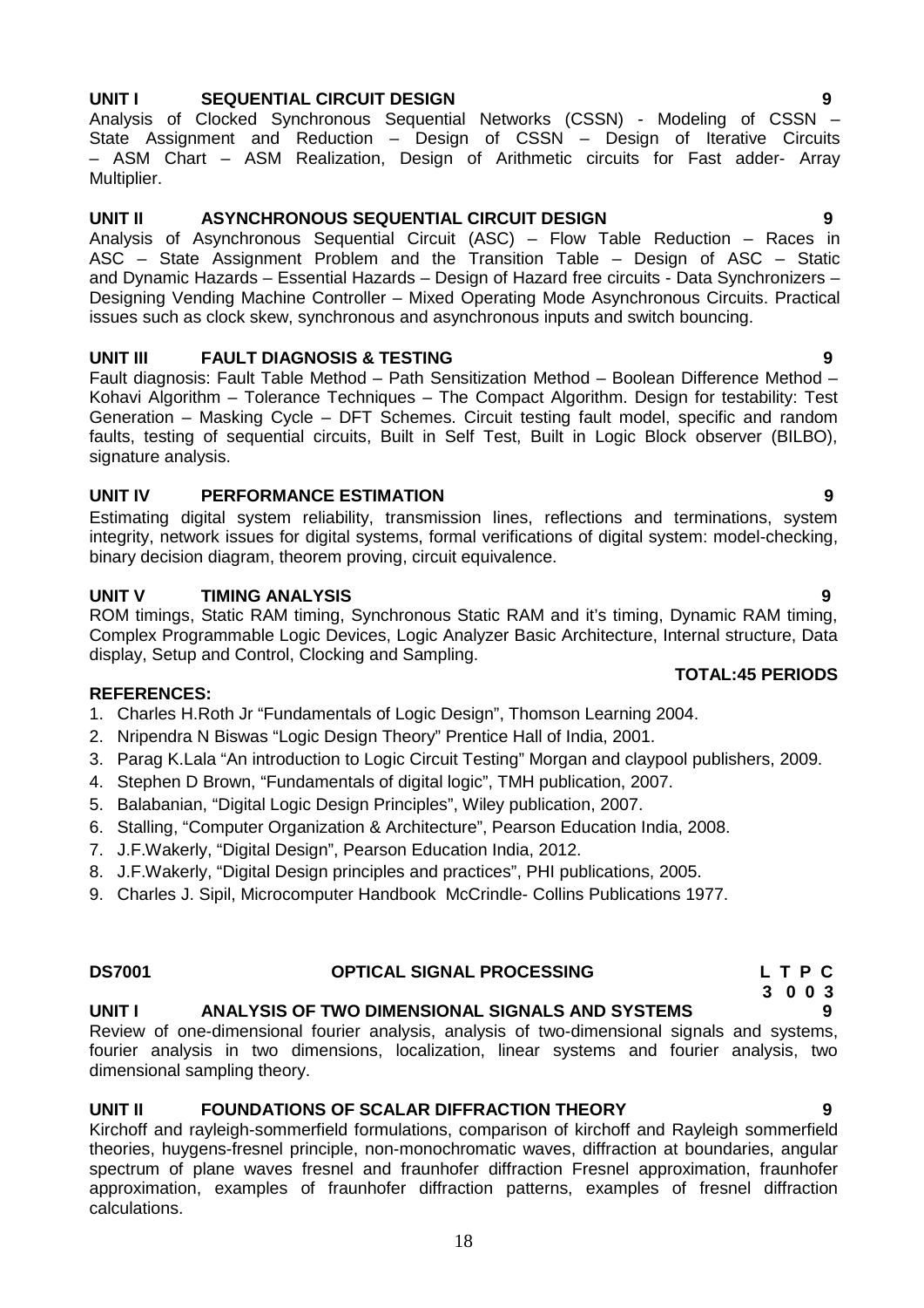**UNIT I SEQUENTIAL CIRCUIT DESIGN 9**

Analysis of Clocked Synchronous Sequential Networks (CSSN) - Modeling of CSSN – State Assignment and Reduction – Design of CSSN – Design of Iterative Circuits – ASM Chart – ASM Realization, Design of Arithmetic circuits for Fast adder- Array Multiplier.

**UNIT II ASYNCHRONOUS SEQUENTIAL CIRCUIT DESIGN 9**

Analysis of Asynchronous Sequential Circuit (ASC) – Flow Table Reduction – Races in ASC – State Assignment Problem and the Transition Table – Design of ASC – Static and Dynamic Hazards – Essential Hazards – Design of Hazard free circuits - Data Synchronizers – Designing Vending Machine Controller – Mixed Operating Mode Asynchronous Circuits. Practical issues such as clock skew, synchronous and asynchronous inputs and switch bouncing.

**UNIT III FAULT DIAGNOSIS & TESTING 9**

Fault diagnosis: Fault Table Method – Path Sensitization Method – Boolean Difference Method – Kohavi Algorithm – Tolerance Techniques – The Compact Algorithm. Design for testability: Test Generation – Masking Cycle – DFT Schemes. Circuit testing fault model, specific and random faults, testing of sequential circuits, Built in Self Test, Built in Logic Block observer (BILBO), signature analysis.

**UNIT IV PERFORMANCE ESTIMATION 9**

Estimating digital system reliability, transmission lines, reflections and terminations, system integrity, network issues for digital systems, formal verifications of digital system: model-checking, binary decision diagram, theorem proving, circuit equivalence.

**UNIT V TIMING ANALYSIS 9**

ROM timings, Static RAM timing, Synchronous Static RAM and it's timing, Dynamic RAM timing, Complex Programmable Logic Devices, Logic Analyzer Basic Architecture, Internal structure, Data display, Setup and Control, Clocking and Sampling.

**TOTAL:45 PERIODS**

**REFERENCES:**

1. Charles H.Roth Jr "Fundamentals of Logic Design", Thomson Learning 2004.
2. Nripendra N Biswas "Logic Design Theory" Prentice Hall of India, 2001.
3. Parag K.Lala "An introduction to Logic Circuit Testing" Morgan and claypool publishers, 2009.
4. Stephen D Brown, "Fundamentals of digital logic", TMH publication, 2007.
5. Balabanian, "Digital Logic Design Principles", Wiley publication, 2007.
6. Stalling, "Computer Organization & Architecture", Pearson Education India, 2008.
7. J.F.Wakerly, "Digital Design", Pearson Education India, 2012.
8. J.F.Wakerly, "Digital Design principles and practices", PHI publications, 2005.
9. Charles J. Sipil, Microcomputer Handbook McCrindle- Collins Publications 1977.

## DS7001 OPTICAL SIGNAL PROCESSING

| L | T | P | C |
|---|---|---|---|
| 3 | 0 | 0 | 3 |

**UNIT I ANALYSIS OF TWO DIMENSIONAL SIGNALS AND SYSTEMS 9**

Review of one-dimensional fourier analysis, analysis of two-dimensional signals and systems, fourier analysis in two dimensions, localization, linear systems and fourier analysis, two dimensional sampling theory.

**UNIT II FOUNDATIONS OF SCALAR DIFFRACTION THEORY 9**

Kirchoff and rayleigh-sommerfield formulations, comparison of kirchoff and Rayleigh sommerfield theories, huygens-fresnel principle, non-monochromatic waves, diffraction at boundaries, angular spectrum of plane waves fresnel and fraunhofer diffraction Fresnel approximation, fraunhofer approximation, examples of fraunhofer diffraction patterns, examples of fresnel diffraction calculations.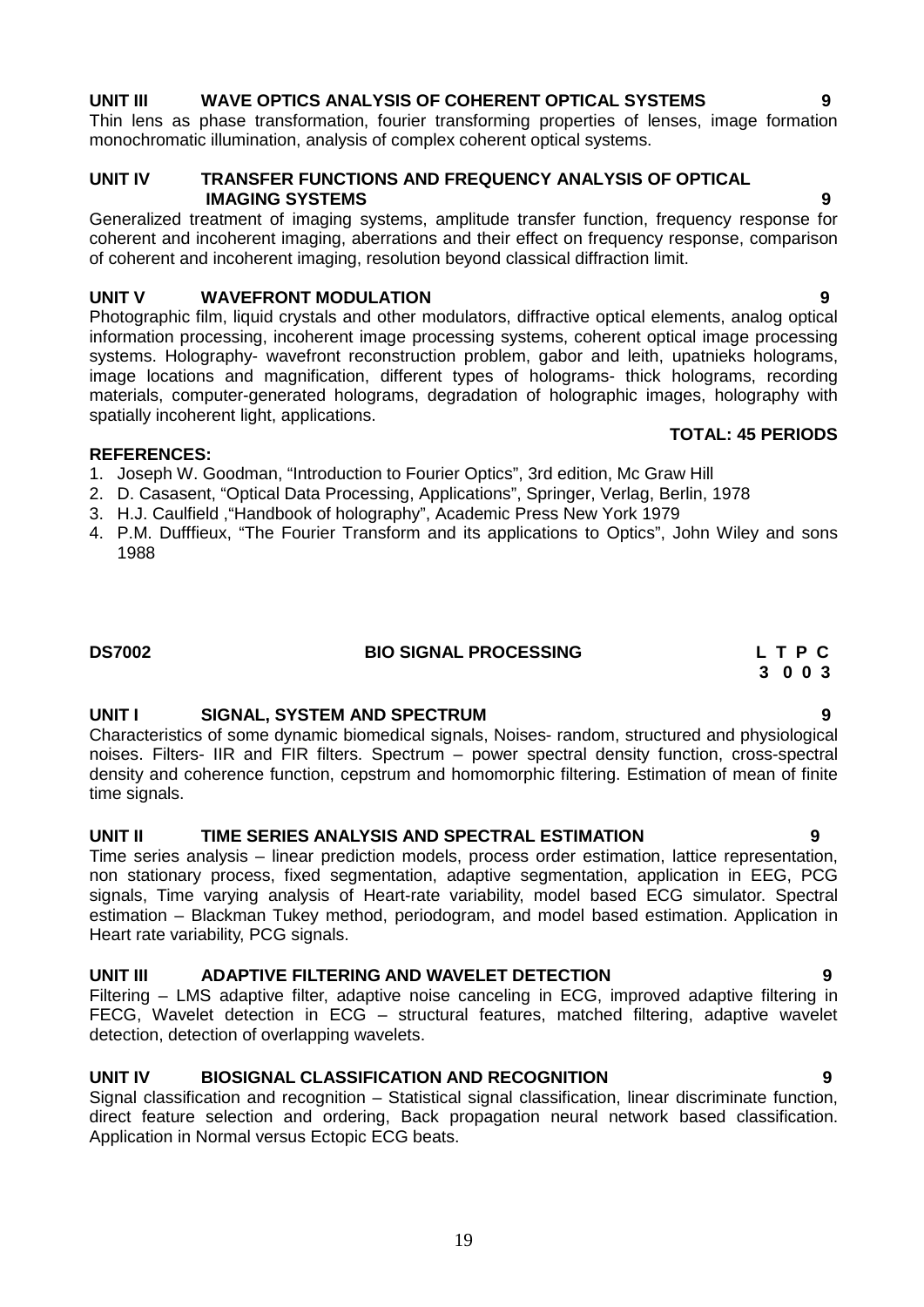### UNIT III WAVE OPTICS ANALYSIS OF COHERENT OPTICAL SYSTEMS 9

Thin lens as phase transformation, fourier transforming properties of lenses, image formation monochromatic illumination, analysis of complex coherent optical systems.

### UNIT IV TRANSFER FUNCTIONS AND FREQUENCY ANALYSIS OF OPTICAL IMAGING SYSTEMS 9

Generalized treatment of imaging systems, amplitude transfer function, frequency response for coherent and incoherent imaging, aberrations and their effect on frequency response, comparison of coherent and incoherent imaging, resolution beyond classical diffraction limit.

### UNIT V WAVEFRONT MODULATION 9

Photographic film, liquid crystals and other modulators, diffractive optical elements, analog optical information processing, incoherent image processing systems, coherent optical image processing systems. Holography- wavefront reconstruction problem, gabor and leith, upatnieks holograms, image locations and magnification, different types of holograms- thick holograms, recording materials, computer-generated holograms, degradation of holographic images, holography with spatially incoherent light, applications.

**TOTAL: 45 PERIODS**

**REFERENCES:**

1. Joseph W. Goodman, "Introduction to Fourier Optics", 3rd edition, Mc Graw Hill
2. D. Casasent, "Optical Data Processing, Applications", Springer, Verlag, Berlin, 1978
3. H.J. Caulfield ,"Handbook of holography", Academic Press New York 1979
4. P.M. Dufffieux, "The Fourier Transform and its applications to Optics", John Wiley and sons 1988

## DS7002 BIO SIGNAL PROCESSING

| L | T | P | C |
|---|---|---|---|
| 3 | 0 | 0 | 3 |

### UNIT I SIGNAL, SYSTEM AND SPECTRUM 9

Characteristics of some dynamic biomedical signals, Noises- random, structured and physiological noises. Filters- IIR and FIR filters. Spectrum – power spectral density function, cross-spectral density and coherence function, cepstrum and homomorphic filtering. Estimation of mean of finite time signals.

### UNIT II TIME SERIES ANALYSIS AND SPECTRAL ESTIMATION 9

Time series analysis – linear prediction models, process order estimation, lattice representation, non stationary process, fixed segmentation, adaptive segmentation, application in EEG, PCG signals, Time varying analysis of Heart-rate variability, model based ECG simulator. Spectral estimation – Blackman Tukey method, periodogram, and model based estimation. Application in Heart rate variability, PCG signals.

### UNIT III ADAPTIVE FILTERING AND WAVELET DETECTION 9

Filtering – LMS adaptive filter, adaptive noise canceling in ECG, improved adaptive filtering in FECG, Wavelet detection in ECG – structural features, matched filtering, adaptive wavelet detection, detection of overlapping wavelets.

### UNIT IV BIOSIGNAL CLASSIFICATION AND RECOGNITION 9

Signal classification and recognition – Statistical signal classification, linear discriminate function, direct feature selection and ordering, Back propagation neural network based classification. Application in Normal versus Ectopic ECG beats.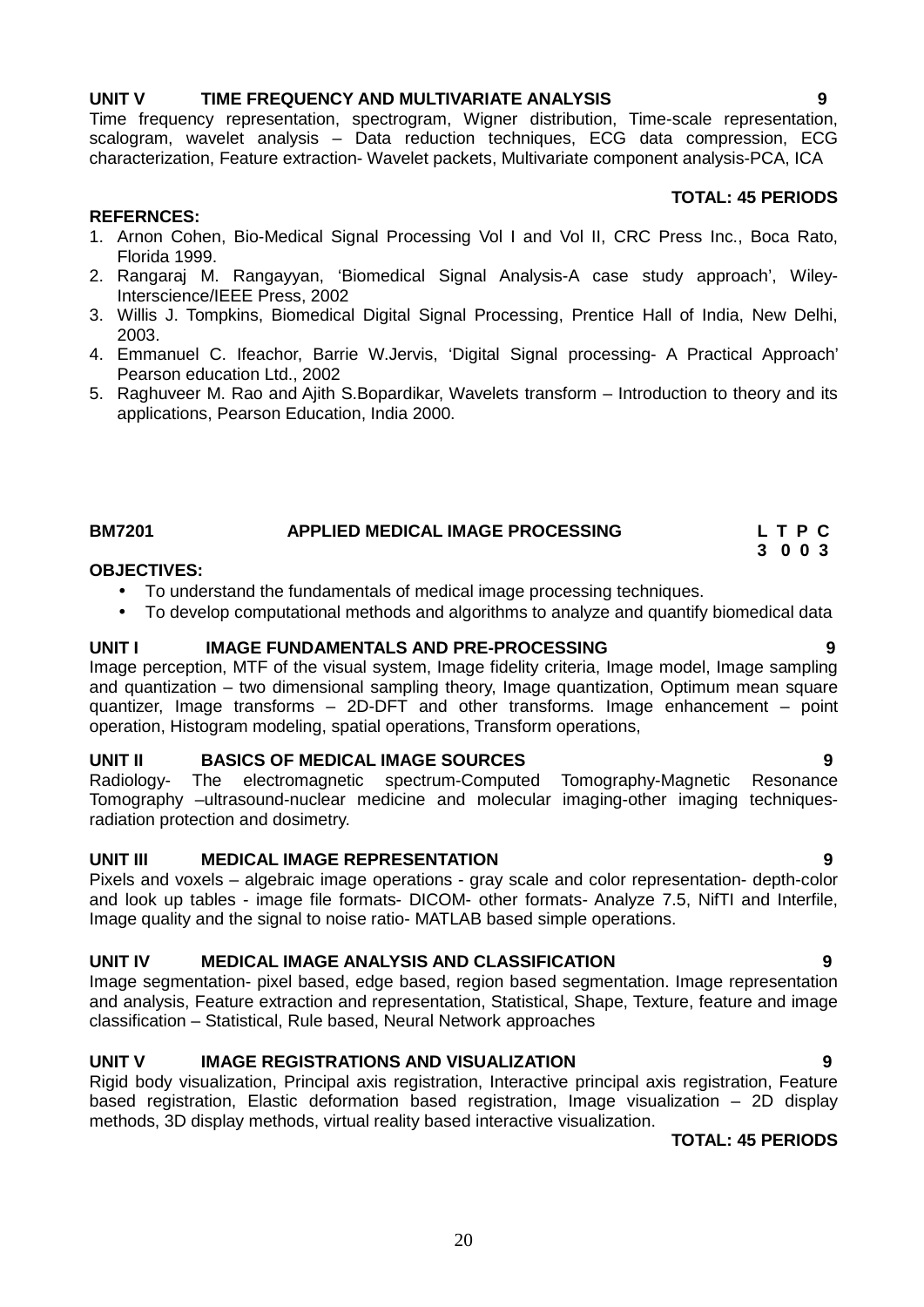**UNIT V TIME FREQUENCY AND MULTIVARIATE ANALYSIS 9**

Time frequency representation, spectrogram, Wigner distribution, Time-scale representation, scalogram, wavelet analysis – Data reduction techniques, ECG data compression, ECG characterization, Feature extraction- Wavelet packets, Multivariate component analysis-PCA, ICA

**TOTAL: 45 PERIODS**

**REFERNCES:**

1. Arnon Cohen, Bio-Medical Signal Processing Vol I and Vol II, CRC Press Inc., Boca Rato, Florida 1999.
2. Rangaraj M. Rangayyan, 'Biomedical Signal Analysis-A case study approach', Wiley-Interscience/IEEE Press, 2002
3. Willis J. Tompkins, Biomedical Digital Signal Processing, Prentice Hall of India, New Delhi, 2003.
4. Emmanuel C. Ifeachor, Barrie W.Jervis, 'Digital Signal processing- A Practical Approach' Pearson education Ltd., 2002
5. Raghuveer M. Rao and Ajith S.Bopardikar, Wavelets transform – Introduction to theory and its applications, Pearson Education, India 2000.

## BM7201 APPLIED MEDICAL IMAGE PROCESSING

**L T P C**
**3 0 0 3**

**OBJECTIVES:**

- To understand the fundamentals of medical image processing techniques.
- To develop computational methods and algorithms to analyze and quantify biomedical data

**UNIT I IMAGE FUNDAMENTALS AND PRE-PROCESSING 9**

Image perception, MTF of the visual system, Image fidelity criteria, Image model, Image sampling and quantization – two dimensional sampling theory, Image quantization, Optimum mean square quantizer, Image transforms – 2D-DFT and other transforms. Image enhancement – point operation, Histogram modeling, spatial operations, Transform operations,

**UNIT II BASICS OF MEDICAL IMAGE SOURCES 9**

Radiology- The electromagnetic spectrum-Computed Tomography-Magnetic Resonance Tomography –ultrasound-nuclear medicine and molecular imaging-other imaging techniques-radiation protection and dosimetry.

**UNIT III MEDICAL IMAGE REPRESENTATION 9**

Pixels and voxels – algebraic image operations - gray scale and color representation- depth-color and look up tables - image file formats- DICOM- other formats- Analyze 7.5, NifTI and Interfile, Image quality and the signal to noise ratio- MATLAB based simple operations.

**UNIT IV MEDICAL IMAGE ANALYSIS AND CLASSIFICATION 9**

Image segmentation- pixel based, edge based, region based segmentation. Image representation and analysis, Feature extraction and representation, Statistical, Shape, Texture, feature and image classification – Statistical, Rule based, Neural Network approaches

**UNIT V IMAGE REGISTRATIONS AND VISUALIZATION 9**

Rigid body visualization, Principal axis registration, Interactive principal axis registration, Feature based registration, Elastic deformation based registration, Image visualization – 2D display methods, 3D display methods, virtual reality based interactive visualization.

**TOTAL: 45 PERIODS**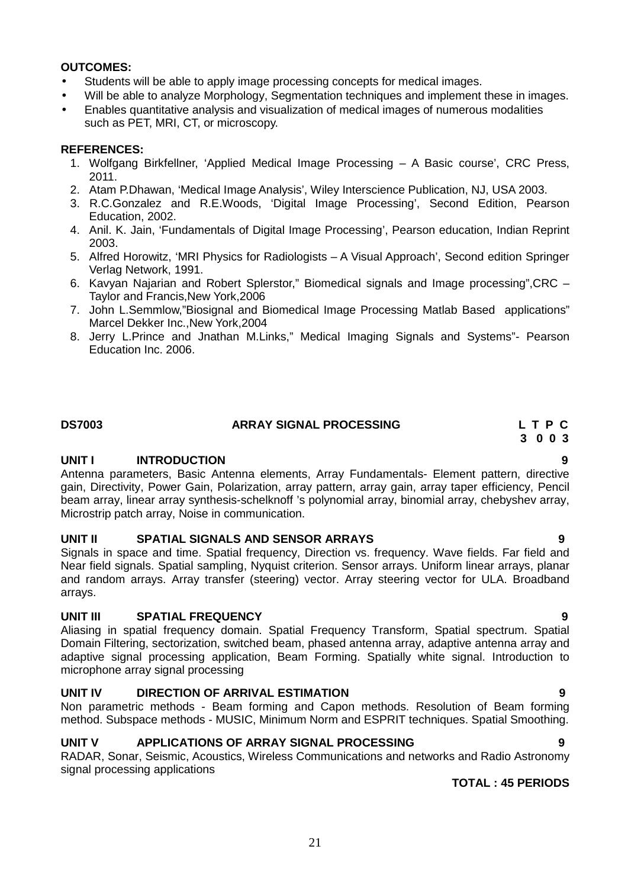**OUTCOMES:**

- Students will be able to apply image processing concepts for medical images.
- Will be able to analyze Morphology, Segmentation techniques and implement these in images.
- Enables quantitative analysis and visualization of medical images of numerous modalities such as PET, MRI, CT, or microscopy.

**REFERENCES:**

1. Wolfgang Birkfellner, 'Applied Medical Image Processing – A Basic course', CRC Press, 2011.
2. Atam P.Dhawan, 'Medical Image Analysis', Wiley Interscience Publication, NJ, USA 2003.
3. R.C.Gonzalez and R.E.Woods, 'Digital Image Processing', Second Edition, Pearson Education, 2002.
4. Anil. K. Jain, 'Fundamentals of Digital Image Processing', Pearson education, Indian Reprint 2003.
5. Alfred Horowitz, 'MRI Physics for Radiologists – A Visual Approach', Second edition Springer Verlag Network, 1991.
6. Kavyan Najarian and Robert Splerstor," Biomedical signals and Image processing",CRC – Taylor and Francis,New York,2006
7. John L.Semmlow,"Biosignal and Biomedical Image Processing Matlab Based applications" Marcel Dekker Inc.,New York,2004
8. Jerry L.Prince and Jnathan M.Links," Medical Imaging Signals and Systems"- Pearson Education Inc. 2006.

**DS7003 ARRAY SIGNAL PROCESSING** **L T P C**
**3 0 0 3**

**UNIT I INTRODUCTION 9**

Antenna parameters, Basic Antenna elements, Array Fundamentals- Element pattern, directive gain, Directivity, Power Gain, Polarization, array pattern, array gain, array taper efficiency, Pencil beam array, linear array synthesis-schelknoff 's polynomial array, binomial array, chebyshev array, Microstrip patch array, Noise in communication.

**UNIT II SPATIAL SIGNALS AND SENSOR ARRAYS 9**

Signals in space and time. Spatial frequency, Direction vs. frequency. Wave fields. Far field and Near field signals. Spatial sampling, Nyquist criterion. Sensor arrays. Uniform linear arrays, planar and random arrays. Array transfer (steering) vector. Array steering vector for ULA. Broadband arrays.

**UNIT III SPATIAL FREQUENCY 9**

Aliasing in spatial frequency domain. Spatial Frequency Transform, Spatial spectrum. Spatial Domain Filtering, sectorization, switched beam, phased antenna array, adaptive antenna array and adaptive signal processing application, Beam Forming. Spatially white signal. Introduction to microphone array signal processing

**UNIT IV DIRECTION OF ARRIVAL ESTIMATION 9**

Non parametric methods - Beam forming and Capon methods. Resolution of Beam forming method. Subspace methods - MUSIC, Minimum Norm and ESPRIT techniques. Spatial Smoothing.

**UNIT V APPLICATIONS OF ARRAY SIGNAL PROCESSING 9**

RADAR, Sonar, Seismic, Acoustics, Wireless Communications and networks and Radio Astronomy signal processing applications

**TOTAL : 45 PERIODS**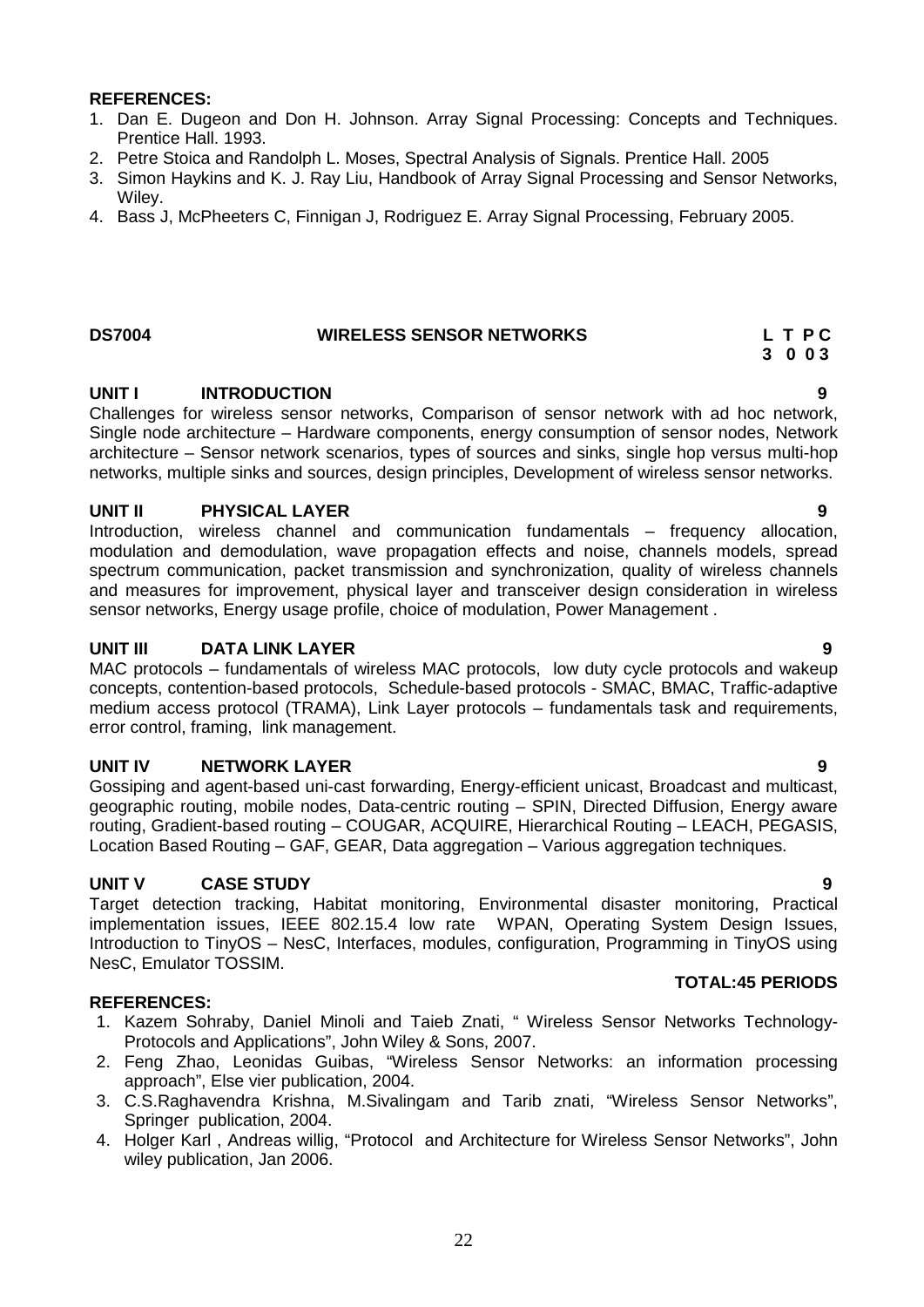**REFERENCES:**

1. Dan E. Dugeon and Don H. Johnson. Array Signal Processing: Concepts and Techniques. Prentice Hall. 1993.
2. Petre Stoica and Randolph L. Moses, Spectral Analysis of Signals. Prentice Hall. 2005
3. Simon Haykins and K. J. Ray Liu, Handbook of Array Signal Processing and Sensor Networks, Wiley.
4. Bass J, McPheeters C, Finnigan J, Rodriguez E. Array Signal Processing, February 2005.

## DS7004 WIRELESS SENSOR NETWORKS

| L | T | P | C |
|---|---|---|---|
| 3 | 0 | 0 | 3 |

### UNIT I INTRODUCTION 9

Challenges for wireless sensor networks, Comparison of sensor network with ad hoc network, Single node architecture – Hardware components, energy consumption of sensor nodes, Network architecture – Sensor network scenarios, types of sources and sinks, single hop versus multi-hop networks, multiple sinks and sources, design principles, Development of wireless sensor networks.

### UNIT II PHYSICAL LAYER 9

Introduction, wireless channel and communication fundamentals – frequency allocation, modulation and demodulation, wave propagation effects and noise, channels models, spread spectrum communication, packet transmission and synchronization, quality of wireless channels and measures for improvement, physical layer and transceiver design consideration in wireless sensor networks, Energy usage profile, choice of modulation, Power Management .

### UNIT III DATA LINK LAYER 9

MAC protocols – fundamentals of wireless MAC protocols, low duty cycle protocols and wakeup concepts, contention-based protocols, Schedule-based protocols - SMAC, BMAC, Traffic-adaptive medium access protocol (TRAMA), Link Layer protocols – fundamentals task and requirements, error control, framing, link management.

### UNIT IV NETWORK LAYER 9

Gossiping and agent-based uni-cast forwarding, Energy-efficient unicast, Broadcast and multicast, geographic routing, mobile nodes, Data-centric routing – SPIN, Directed Diffusion, Energy aware routing, Gradient-based routing – COUGAR, ACQUIRE, Hierarchical Routing – LEACH, PEGASIS, Location Based Routing – GAF, GEAR, Data aggregation – Various aggregation techniques.

### UNIT V CASE STUDY 9

Target detection tracking, Habitat monitoring, Environmental disaster monitoring, Practical implementation issues, IEEE 802.15.4 low rate WPAN, Operating System Design Issues, Introduction to TinyOS – NesC, Interfaces, modules, configuration, Programming in TinyOS using NesC, Emulator TOSSIM.

**TOTAL:45 PERIODS**

**REFERENCES:**

1. Kazem Sohraby, Daniel Minoli and Taieb Znati, " Wireless Sensor Networks Technology-Protocols and Applications", John Wiley & Sons, 2007.
2. Feng Zhao, Leonidas Guibas, "Wireless Sensor Networks: an information processing approach", Else vier publication, 2004.
3. C.S.Raghavendra Krishna, M.Sivalingam and Tarib znati, "Wireless Sensor Networks", Springer publication, 2004.
4. Holger Karl , Andreas willig, "Protocol and Architecture for Wireless Sensor Networks", John wiley publication, Jan 2006.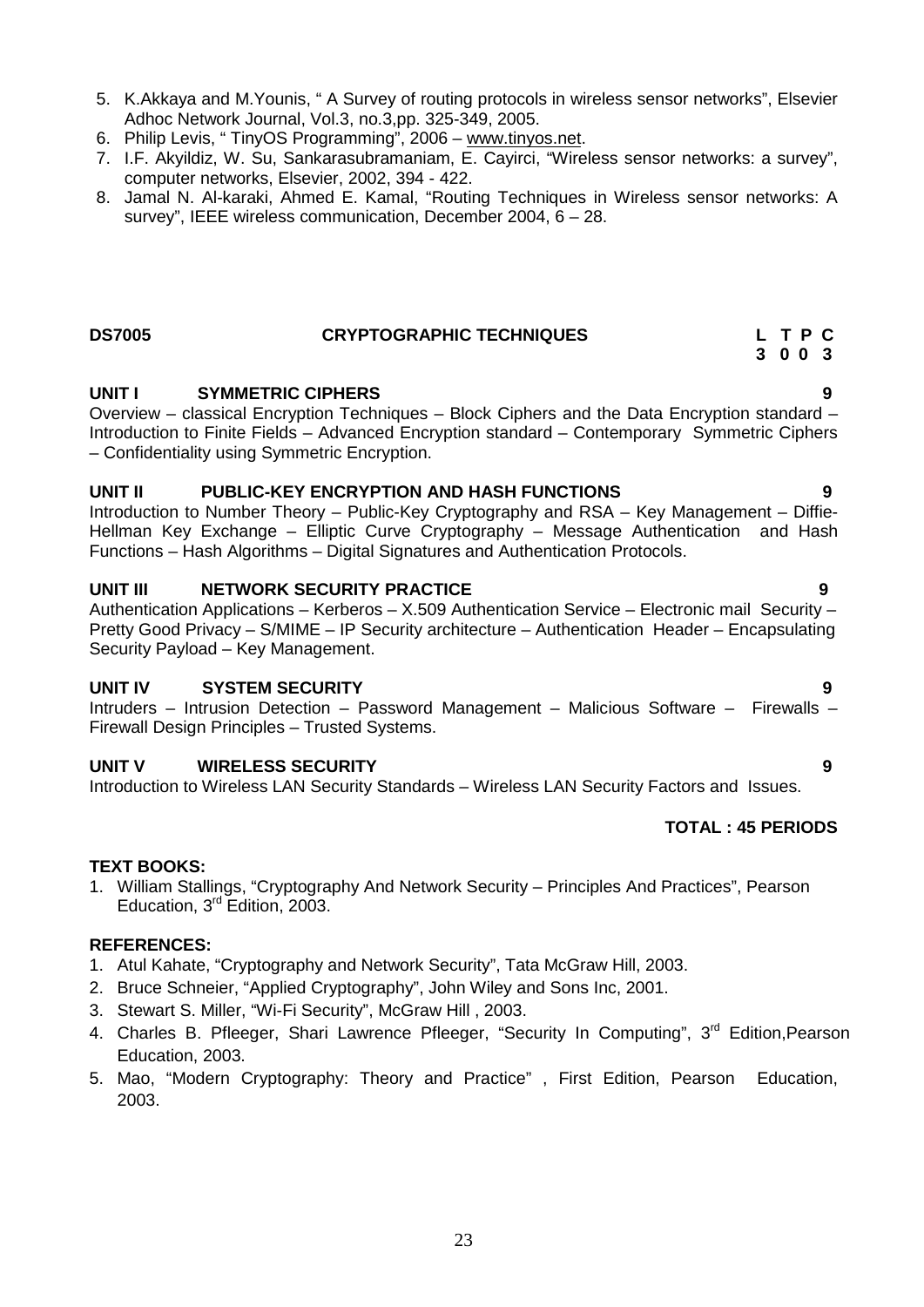5. K.Akkaya and M.Younis, " A Survey of routing protocols in wireless sensor networks", Elsevier Adhoc Network Journal, Vol.3, no.3,pp. 325-349, 2005.
6. Philip Levis, " TinyOS Programming", 2006 – www.tinyos.net.
7. I.F. Akyildiz, W. Su, Sankarasubramaniam, E. Cayirci, "Wireless sensor networks: a survey", computer networks, Elsevier, 2002, 394 - 422.
8. Jamal N. Al-karaki, Ahmed E. Kamal, "Routing Techniques in Wireless sensor networks: A survey", IEEE wireless communication, December 2004, 6 – 28.

## DS7005 CRYPTOGRAPHIC TECHNIQUES

| L | T | P | C |
|---|---|---|---|
| 3 | 0 | 0 | 3 |

### UNIT I SYMMETRIC CIPHERS — 9

Overview – classical Encryption Techniques – Block Ciphers and the Data Encryption standard – Introduction to Finite Fields – Advanced Encryption standard – Contemporary Symmetric Ciphers – Confidentiality using Symmetric Encryption.

### UNIT II PUBLIC-KEY ENCRYPTION AND HASH FUNCTIONS — 9

Introduction to Number Theory – Public-Key Cryptography and RSA – Key Management – Diffie-Hellman Key Exchange – Elliptic Curve Cryptography – Message Authentication and Hash Functions – Hash Algorithms – Digital Signatures and Authentication Protocols.

### UNIT III NETWORK SECURITY PRACTICE — 9

Authentication Applications – Kerberos – X.509 Authentication Service – Electronic mail Security – Pretty Good Privacy – S/MIME – IP Security architecture – Authentication Header – Encapsulating Security Payload – Key Management.

### UNIT IV SYSTEM SECURITY — 9

Intruders – Intrusion Detection – Password Management – Malicious Software – Firewalls – Firewall Design Principles – Trusted Systems.

### UNIT V WIRELESS SECURITY — 9

Introduction to Wireless LAN Security Standards – Wireless LAN Security Factors and Issues.

**TOTAL : 45 PERIODS**

**TEXT BOOKS:**

1. William Stallings, "Cryptography And Network Security – Principles And Practices", Pearson Education, 3rd Edition, 2003.

**REFERENCES:**

1. Atul Kahate, "Cryptography and Network Security", Tata McGraw Hill, 2003.
2. Bruce Schneier, "Applied Cryptography", John Wiley and Sons Inc, 2001.
3. Stewart S. Miller, "Wi-Fi Security", McGraw Hill , 2003.
4. Charles B. Pfleeger, Shari Lawrence Pfleeger, "Security In Computing", 3rd Edition,Pearson Education, 2003.
5. Mao, "Modern Cryptography: Theory and Practice" , First Edition, Pearson Education, 2003.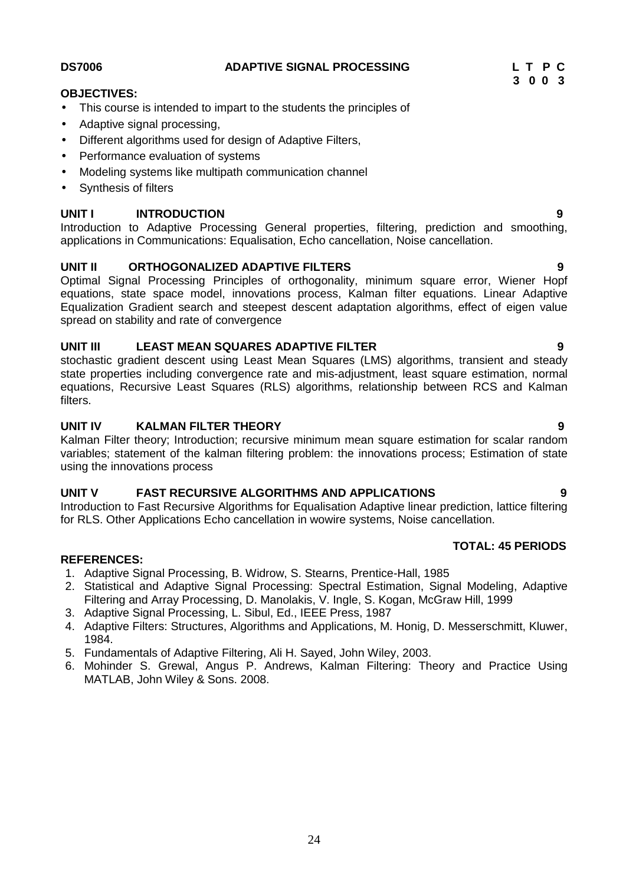**DS7006 ADAPTIVE SIGNAL PROCESSING**

| L | T | P | C |
|---|---|---|---|
| 3 | 0 | 0 | 3 |

**OBJECTIVES:**

- This course is intended to impart to the students the principles of
- Adaptive signal processing,
- Different algorithms used for design of Adaptive Filters,
- Performance evaluation of systems
- Modeling systems like multipath communication channel
- Synthesis of filters

**UNIT I INTRODUCTION 9**

Introduction to Adaptive Processing General properties, filtering, prediction and smoothing, applications in Communications: Equalisation, Echo cancellation, Noise cancellation.

**UNIT II ORTHOGONALIZED ADAPTIVE FILTERS 9**

Optimal Signal Processing Principles of orthogonality, minimum square error, Wiener Hopf equations, state space model, innovations process, Kalman filter equations. Linear Adaptive Equalization Gradient search and steepest descent adaptation algorithms, effect of eigen value spread on stability and rate of convergence

**UNIT III LEAST MEAN SQUARES ADAPTIVE FILTER 9**

stochastic gradient descent using Least Mean Squares (LMS) algorithms, transient and steady state properties including convergence rate and mis-adjustment, least square estimation, normal equations, Recursive Least Squares (RLS) algorithms, relationship between RCS and Kalman filters.

**UNIT IV KALMAN FILTER THEORY 9**

Kalman Filter theory; Introduction; recursive minimum mean square estimation for scalar random variables; statement of the kalman filtering problem: the innovations process; Estimation of state using the innovations process

**UNIT V FAST RECURSIVE ALGORITHMS AND APPLICATIONS 9**

Introduction to Fast Recursive Algorithms for Equalisation Adaptive linear prediction, lattice filtering for RLS. Other Applications Echo cancellation in wowire systems, Noise cancellation.

**TOTAL: 45 PERIODS**

**REFERENCES:**

1. Adaptive Signal Processing, B. Widrow, S. Stearns, Prentice-Hall, 1985
2. Statistical and Adaptive Signal Processing: Spectral Estimation, Signal Modeling, Adaptive Filtering and Array Processing, D. Manolakis, V. Ingle, S. Kogan, McGraw Hill, 1999
3. Adaptive Signal Processing, L. Sibul, Ed., IEEE Press, 1987
4. Adaptive Filters: Structures, Algorithms and Applications, M. Honig, D. Messerschmitt, Kluwer, 1984.
5. Fundamentals of Adaptive Filtering, Ali H. Sayed, John Wiley, 2003.
6. Mohinder S. Grewal, Angus P. Andrews, Kalman Filtering: Theory and Practice Using MATLAB, John Wiley & Sons. 2008.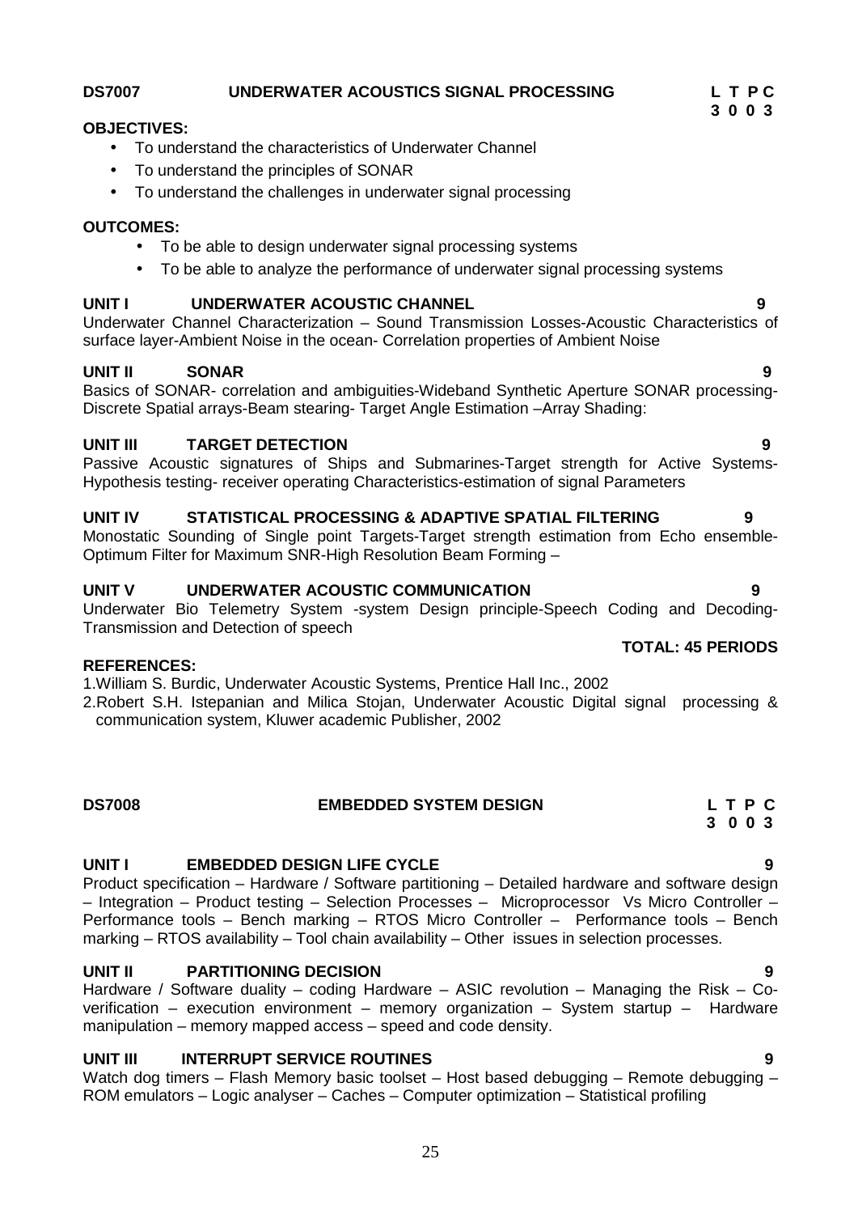## DS7007 UNDERWATER ACOUSTICS SIGNAL PROCESSING

| L | T | P | C |
|---|---|---|---|
| 3 | 0 | 0 | 3 |

**OBJECTIVES:**

- To understand the characteristics of Underwater Channel
- To understand the principles of SONAR
- To understand the challenges in underwater signal processing

**OUTCOMES:**

- To be able to design underwater signal processing systems
- To be able to analyze the performance of underwater signal processing systems

### UNIT I UNDERWATER ACOUSTIC CHANNEL 9

Underwater Channel Characterization – Sound Transmission Losses-Acoustic Characteristics of surface layer-Ambient Noise in the ocean- Correlation properties of Ambient Noise

### UNIT II SONAR 9

Basics of SONAR- correlation and ambiguities-Wideband Synthetic Aperture SONAR processing-Discrete Spatial arrays-Beam stearing- Target Angle Estimation –Array Shading:

### UNIT III TARGET DETECTION 9

Passive Acoustic signatures of Ships and Submarines-Target strength for Active Systems-Hypothesis testing- receiver operating Characteristics-estimation of signal Parameters

### UNIT IV STATISTICAL PROCESSING & ADAPTIVE SPATIAL FILTERING 9

Monostatic Sounding of Single point Targets-Target strength estimation from Echo ensemble-Optimum Filter for Maximum SNR-High Resolution Beam Forming –

### UNIT V UNDERWATER ACOUSTIC COMMUNICATION 9

Underwater Bio Telemetry System -system Design principle-Speech Coding and Decoding-Transmission and Detection of speech

**TOTAL: 45 PERIODS**

**REFERENCES:**

1. William S. Burdic, Underwater Acoustic Systems, Prentice Hall Inc., 2002
2. Robert S.H. Istepanian and Milica Stojan, Underwater Acoustic Digital signal processing & communication system, Kluwer academic Publisher, 2002

## DS7008 EMBEDDED SYSTEM DESIGN

| L | T | P | C |
|---|---|---|---|
| 3 | 0 | 0 | 3 |

### UNIT I EMBEDDED DESIGN LIFE CYCLE 9

Product specification – Hardware / Software partitioning – Detailed hardware and software design – Integration – Product testing – Selection Processes – Microprocessor Vs Micro Controller – Performance tools – Bench marking – RTOS Micro Controller – Performance tools – Bench marking – RTOS availability – Tool chain availability – Other issues in selection processes.

### UNIT II PARTITIONING DECISION 9

Hardware / Software duality – coding Hardware – ASIC revolution – Managing the Risk – Co-verification – execution environment – memory organization – System startup – Hardware manipulation – memory mapped access – speed and code density.

### UNIT III INTERRUPT SERVICE ROUTINES 9

Watch dog timers – Flash Memory basic toolset – Host based debugging – Remote debugging – ROM emulators – Logic analyser – Caches – Computer optimization – Statistical profiling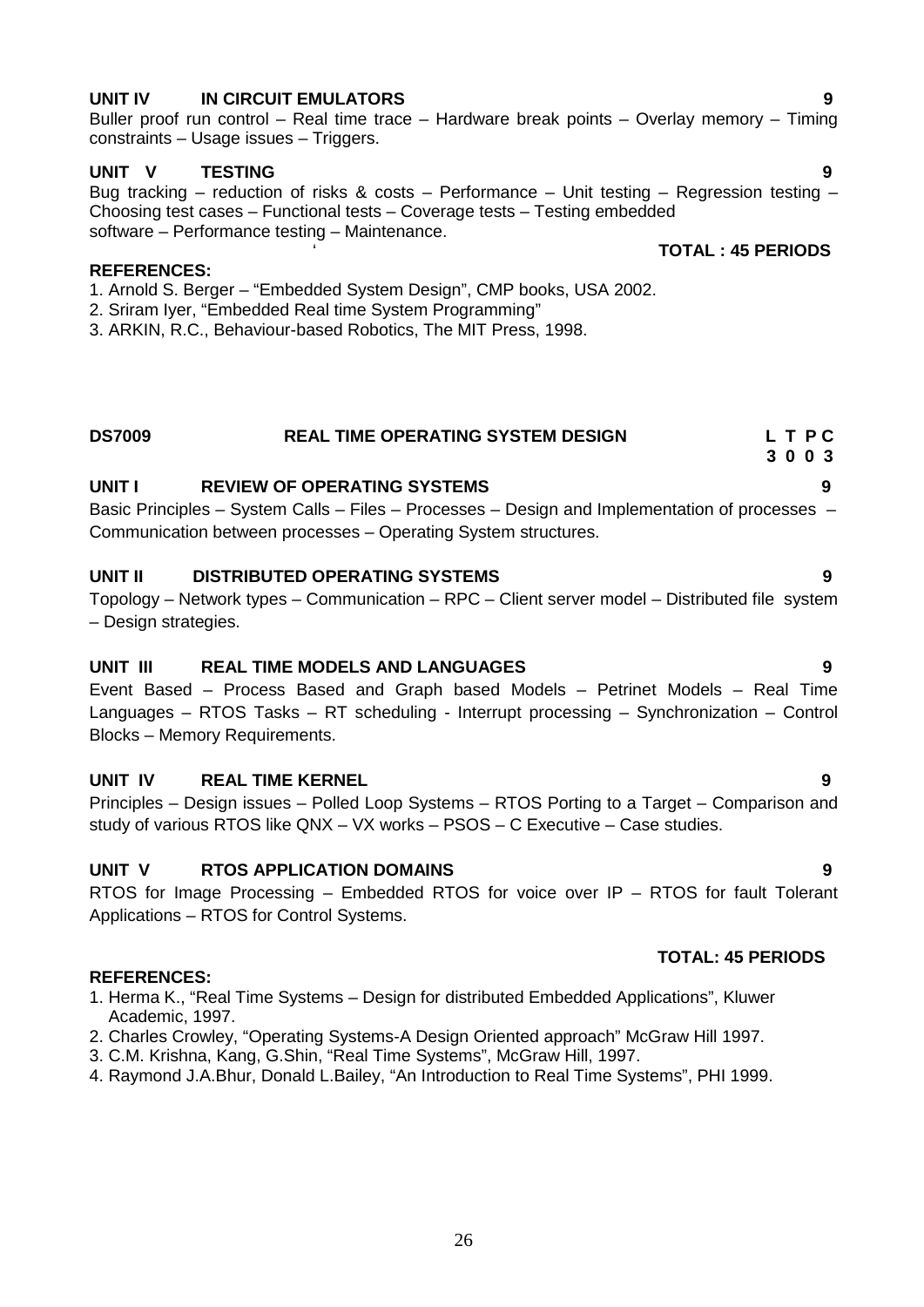**UNIT IV IN CIRCUIT EMULATORS** **9**

Buller proof run control – Real time trace – Hardware break points – Overlay memory – Timing constraints – Usage issues – Triggers.

**UNIT V TESTING** **9**

Bug tracking – reduction of risks & costs – Performance – Unit testing – Regression testing – Choosing test cases – Functional tests – Coverage tests – Testing embedded software – Performance testing – Maintenance.

**TOTAL : 45 PERIODS**

**REFERENCES:**

1. Arnold S. Berger – "Embedded System Design", CMP books, USA 2002.
2. Sriram Iyer, "Embedded Real time System Programming"
3. ARKIN, R.C., Behaviour-based Robotics, The MIT Press, 1998.

## DS7009 REAL TIME OPERATING SYSTEM DESIGN

**L T P C**
**3 0 0 3**

**UNIT I REVIEW OF OPERATING SYSTEMS** **9**

Basic Principles – System Calls – Files – Processes – Design and Implementation of processes – Communication between processes – Operating System structures.

**UNIT II DISTRIBUTED OPERATING SYSTEMS** **9**

Topology – Network types – Communication – RPC – Client server model – Distributed file system – Design strategies.

**UNIT III REAL TIME MODELS AND LANGUAGES** **9**

Event Based – Process Based and Graph based Models – Petrinet Models – Real Time Languages – RTOS Tasks – RT scheduling - Interrupt processing – Synchronization – Control Blocks – Memory Requirements.

**UNIT IV REAL TIME KERNEL** **9**

Principles – Design issues – Polled Loop Systems – RTOS Porting to a Target – Comparison and study of various RTOS like QNX – VX works – PSOS – C Executive – Case studies.

**UNIT V RTOS APPLICATION DOMAINS** **9**

RTOS for Image Processing – Embedded RTOS for voice over IP – RTOS for fault Tolerant Applications – RTOS for Control Systems.

**TOTAL: 45 PERIODS**

**REFERENCES:**

1. Herma K., "Real Time Systems – Design for distributed Embedded Applications", Kluwer Academic, 1997.
2. Charles Crowley, "Operating Systems-A Design Oriented approach" McGraw Hill 1997.
3. C.M. Krishna, Kang, G.Shin, "Real Time Systems", McGraw Hill, 1997.
4. Raymond J.A.Bhur, Donald L.Bailey, "An Introduction to Real Time Systems", PHI 1999.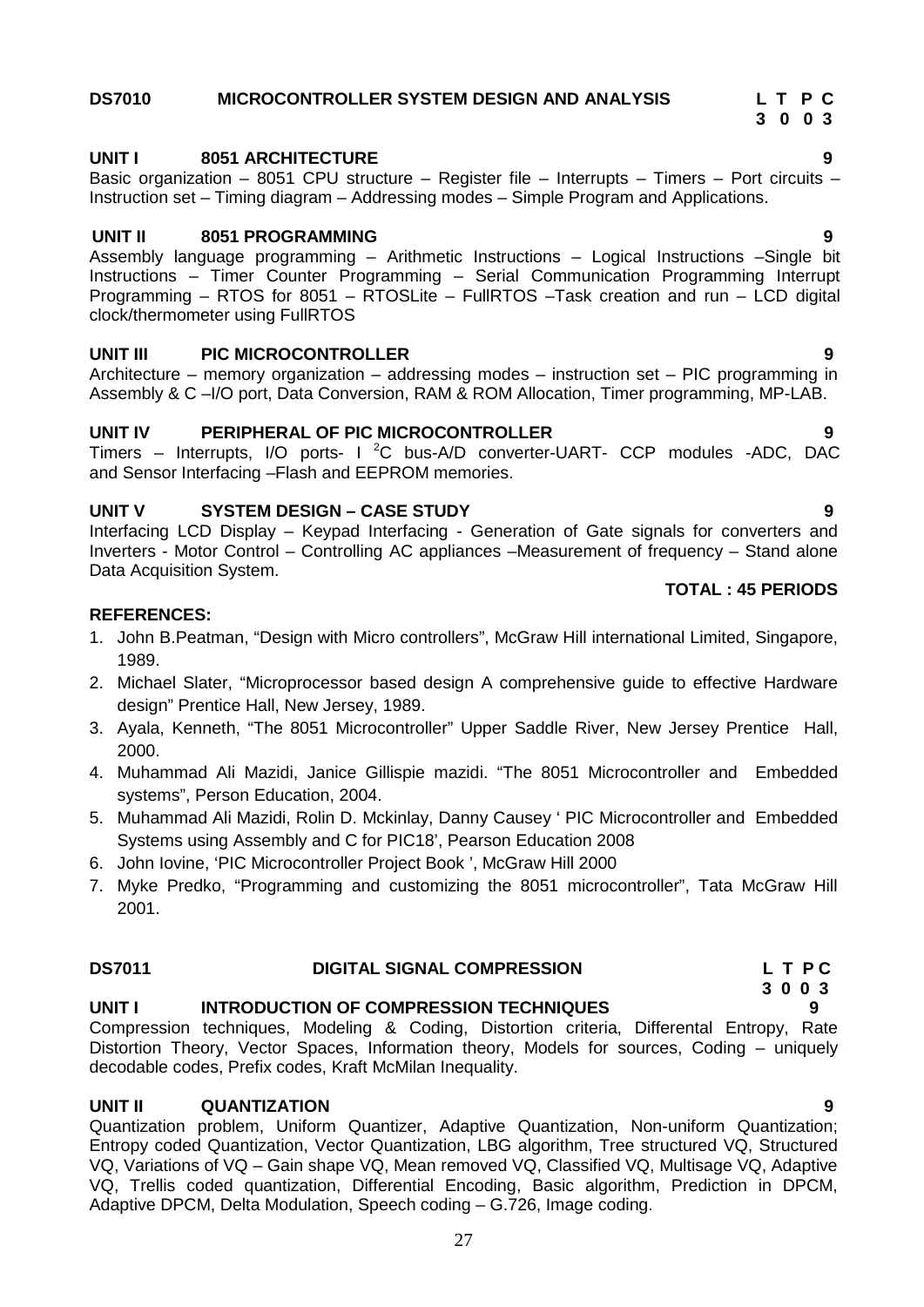**DS7010 MICROCONTROLLER SYSTEM DESIGN AND ANALYSIS** **L T P C**
**3 0 0 3**

**UNIT I 8051 ARCHITECTURE 9**
Basic organization – 8051 CPU structure – Register file – Interrupts – Timers – Port circuits – Instruction set – Timing diagram – Addressing modes – Simple Program and Applications.

**UNIT II 8051 PROGRAMMING 9**
Assembly language programming – Arithmetic Instructions – Logical Instructions –Single bit Instructions – Timer Counter Programming – Serial Communication Programming Interrupt Programming – RTOS for 8051 – RTOSLite – FullRTOS –Task creation and run – LCD digital clock/thermometer using FullRTOS

**UNIT III PIC MICROCONTROLLER 9**
Architecture – memory organization – addressing modes – instruction set – PIC programming in Assembly & C –I/O port, Data Conversion, RAM & ROM Allocation, Timer programming, MP-LAB.

**UNIT IV PERIPHERAL OF PIC MICROCONTROLLER 9**
Timers – Interrupts, I/O ports- I $^{2}$C bus-A/D converter-UART- CCP modules -ADC, DAC and Sensor Interfacing –Flash and EEPROM memories.

**UNIT V SYSTEM DESIGN – CASE STUDY 9**
Interfacing LCD Display – Keypad Interfacing - Generation of Gate signals for converters and Inverters - Motor Control – Controlling AC appliances –Measurement of frequency – Stand alone Data Acquisition System.

**TOTAL : 45 PERIODS**

**REFERENCES:**

1. John B.Peatman, "Design with Micro controllers", McGraw Hill international Limited, Singapore, 1989.
2. Michael Slater, "Microprocessor based design A comprehensive guide to effective Hardware design" Prentice Hall, New Jersey, 1989.
3. Ayala, Kenneth, "The 8051 Microcontroller" Upper Saddle River, New Jersey Prentice Hall, 2000.
4. Muhammad Ali Mazidi, Janice Gillispie mazidi. "The 8051 Microcontroller and Embedded systems", Person Education, 2004.
5. Muhammad Ali Mazidi, Rolin D. Mckinlay, Danny Causey ' PIC Microcontroller and Embedded Systems using Assembly and C for PIC18', Pearson Education 2008
6. John Iovine, 'PIC Microcontroller Project Book ', McGraw Hill 2000
7. Myke Predko, "Programming and customizing the 8051 microcontroller", Tata McGraw Hill 2001.

**DS7011 DIGITAL SIGNAL COMPRESSION** **L T P C**
**3 0 0 3**

**UNIT I INTRODUCTION OF COMPRESSION TECHNIQUES 9**
Compression techniques, Modeling & Coding, Distortion criteria, Differental Entropy, Rate Distortion Theory, Vector Spaces, Information theory, Models for sources, Coding – uniquely decodable codes, Prefix codes, Kraft McMilan Inequality.

**UNIT II QUANTIZATION 9**
Quantization problem, Uniform Quantizer, Adaptive Quantization, Non-uniform Quantization; Entropy coded Quantization, Vector Quantization, LBG algorithm, Tree structured VQ, Structured VQ, Variations of VQ – Gain shape VQ, Mean removed VQ, Classified VQ, Multisage VQ, Adaptive VQ, Trellis coded quantization, Differential Encoding, Basic algorithm, Prediction in DPCM, Adaptive DPCM, Delta Modulation, Speech coding – G.726, Image coding.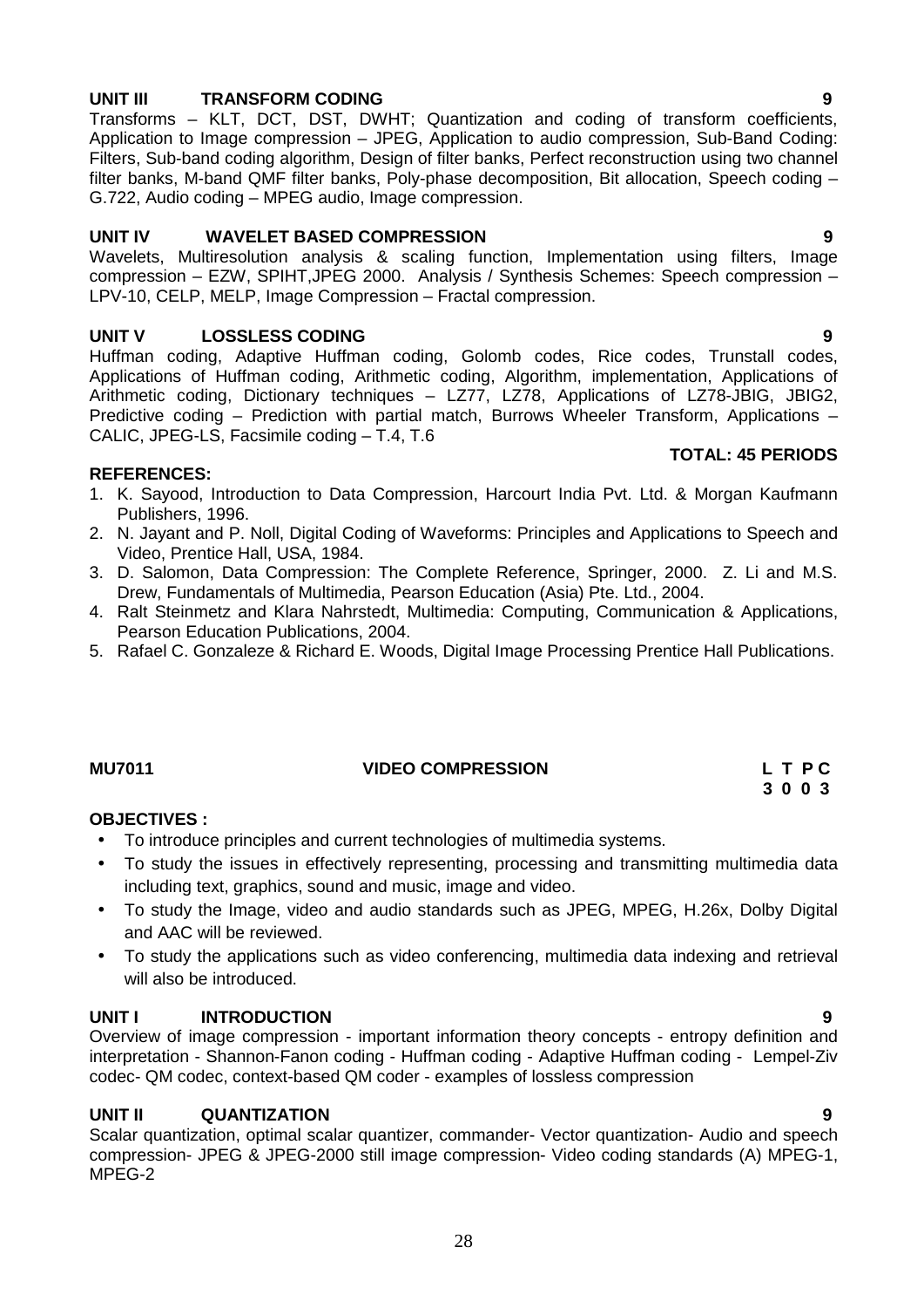**UNIT III TRANSFORM CODING 9**

Transforms – KLT, DCT, DST, DWHT; Quantization and coding of transform coefficients, Application to Image compression – JPEG, Application to audio compression, Sub-Band Coding: Filters, Sub-band coding algorithm, Design of filter banks, Perfect reconstruction using two channel filter banks, M-band QMF filter banks, Poly-phase decomposition, Bit allocation, Speech coding – G.722, Audio coding – MPEG audio, Image compression.

**UNIT IV WAVELET BASED COMPRESSION 9**

Wavelets, Multiresolution analysis & scaling function, Implementation using filters, Image compression – EZW, SPIHT,JPEG 2000. Analysis / Synthesis Schemes: Speech compression – LPV-10, CELP, MELP, Image Compression – Fractal compression.

**UNIT V LOSSLESS CODING 9**

Huffman coding, Adaptive Huffman coding, Golomb codes, Rice codes, Trunstall codes, Applications of Huffman coding, Arithmetic coding, Algorithm, implementation, Applications of Arithmetic coding, Dictionary techniques – LZ77, LZ78, Applications of LZ78-JBIG, JBIG2, Predictive coding – Prediction with partial match, Burrows Wheeler Transform, Applications – CALIC, JPEG-LS, Facsimile coding – T.4, T.6

**TOTAL: 45 PERIODS**

**REFERENCES:**

1. K. Sayood, Introduction to Data Compression, Harcourt India Pvt. Ltd. & Morgan Kaufmann Publishers, 1996.
2. N. Jayant and P. Noll, Digital Coding of Waveforms: Principles and Applications to Speech and Video, Prentice Hall, USA, 1984.
3. D. Salomon, Data Compression: The Complete Reference, Springer, 2000. Z. Li and M.S. Drew, Fundamentals of Multimedia, Pearson Education (Asia) Pte. Ltd., 2004.
4. Ralt Steinmetz and Klara Nahrstedt, Multimedia: Computing, Communication & Applications, Pearson Education Publications, 2004.
5. Rafael C. Gonzaleze & Richard E. Woods, Digital Image Processing Prentice Hall Publications.

**MU7011 VIDEO COMPRESSION L T P C**
**3 0 0 3**

**OBJECTIVES :**

- To introduce principles and current technologies of multimedia systems.
- To study the issues in effectively representing, processing and transmitting multimedia data including text, graphics, sound and music, image and video.
- To study the Image, video and audio standards such as JPEG, MPEG, H.26x, Dolby Digital and AAC will be reviewed.
- To study the applications such as video conferencing, multimedia data indexing and retrieval will also be introduced.

**UNIT I INTRODUCTION 9**

Overview of image compression - important information theory concepts - entropy definition and interpretation - Shannon-Fanon coding - Huffman coding - Adaptive Huffman coding - Lempel-Ziv codec- QM codec, context-based QM coder - examples of lossless compression

**UNIT II QUANTIZATION 9**

Scalar quantization, optimal scalar quantizer, commander- Vector quantization- Audio and speech compression- JPEG & JPEG-2000 still image compression- Video coding standards (A) MPEG-1, MPEG-2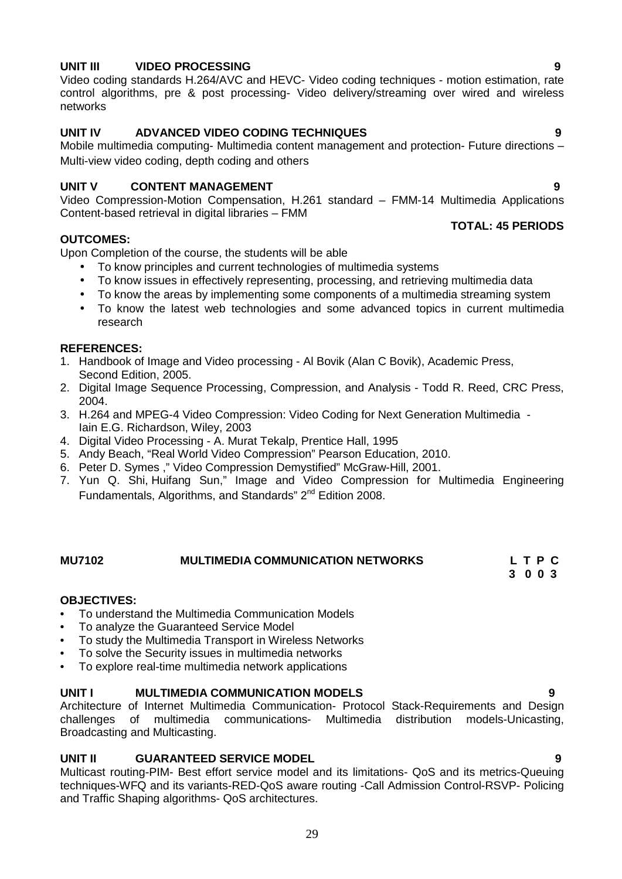**UNIT III VIDEO PROCESSING 9**

Video coding standards H.264/AVC and HEVC- Video coding techniques - motion estimation, rate control algorithms, pre & post processing- Video delivery/streaming over wired and wireless networks

**UNIT IV ADVANCED VIDEO CODING TECHNIQUES 9**

Mobile multimedia computing- Multimedia content management and protection- Future directions – Multi-view video coding, depth coding and others

**UNIT V CONTENT MANAGEMENT 9**

Video Compression-Motion Compensation, H.261 standard – FMM-14 Multimedia Applications Content-based retrieval in digital libraries – FMM

**TOTAL: 45 PERIODS**

**OUTCOMES:**

Upon Completion of the course, the students will be able

- To know principles and current technologies of multimedia systems
- To know issues in effectively representing, processing, and retrieving multimedia data
- To know the areas by implementing some components of a multimedia streaming system
- To know the latest web technologies and some advanced topics in current multimedia research

**REFERENCES:**

1. Handbook of Image and Video processing - Al Bovik (Alan C Bovik), Academic Press, Second Edition, 2005.
2. Digital Image Sequence Processing, Compression, and Analysis - Todd R. Reed, CRC Press, 2004.
3. H.264 and MPEG-4 Video Compression: Video Coding for Next Generation Multimedia - Iain E.G. Richardson, Wiley, 2003
4. Digital Video Processing - A. Murat Tekalp, Prentice Hall, 1995
5. Andy Beach, "Real World Video Compression" Pearson Education, 2010.
6. Peter D. Symes ," Video Compression Demystified" McGraw-Hill, 2001.
7. Yun Q. Shi, Huifang Sun," Image and Video Compression for Multimedia Engineering Fundamentals, Algorithms, and Standards" 2nd Edition 2008.

**MU7102 MULTIMEDIA COMMUNICATION NETWORKS L T P C**
**3 0 0 3**

**OBJECTIVES:**

- To understand the Multimedia Communication Models
- To analyze the Guaranteed Service Model
- To study the Multimedia Transport in Wireless Networks
- To solve the Security issues in multimedia networks
- To explore real-time multimedia network applications

**UNIT I MULTIMEDIA COMMUNICATION MODELS 9**

Architecture of Internet Multimedia Communication- Protocol Stack-Requirements and Design challenges of multimedia communications- Multimedia distribution models-Unicasting, Broadcasting and Multicasting.

**UNIT II GUARANTEED SERVICE MODEL 9**

Multicast routing-PIM- Best effort service model and its limitations- QoS and its metrics-Queuing techniques-WFQ and its variants-RED-QoS aware routing -Call Admission Control-RSVP- Policing and Traffic Shaping algorithms- QoS architectures.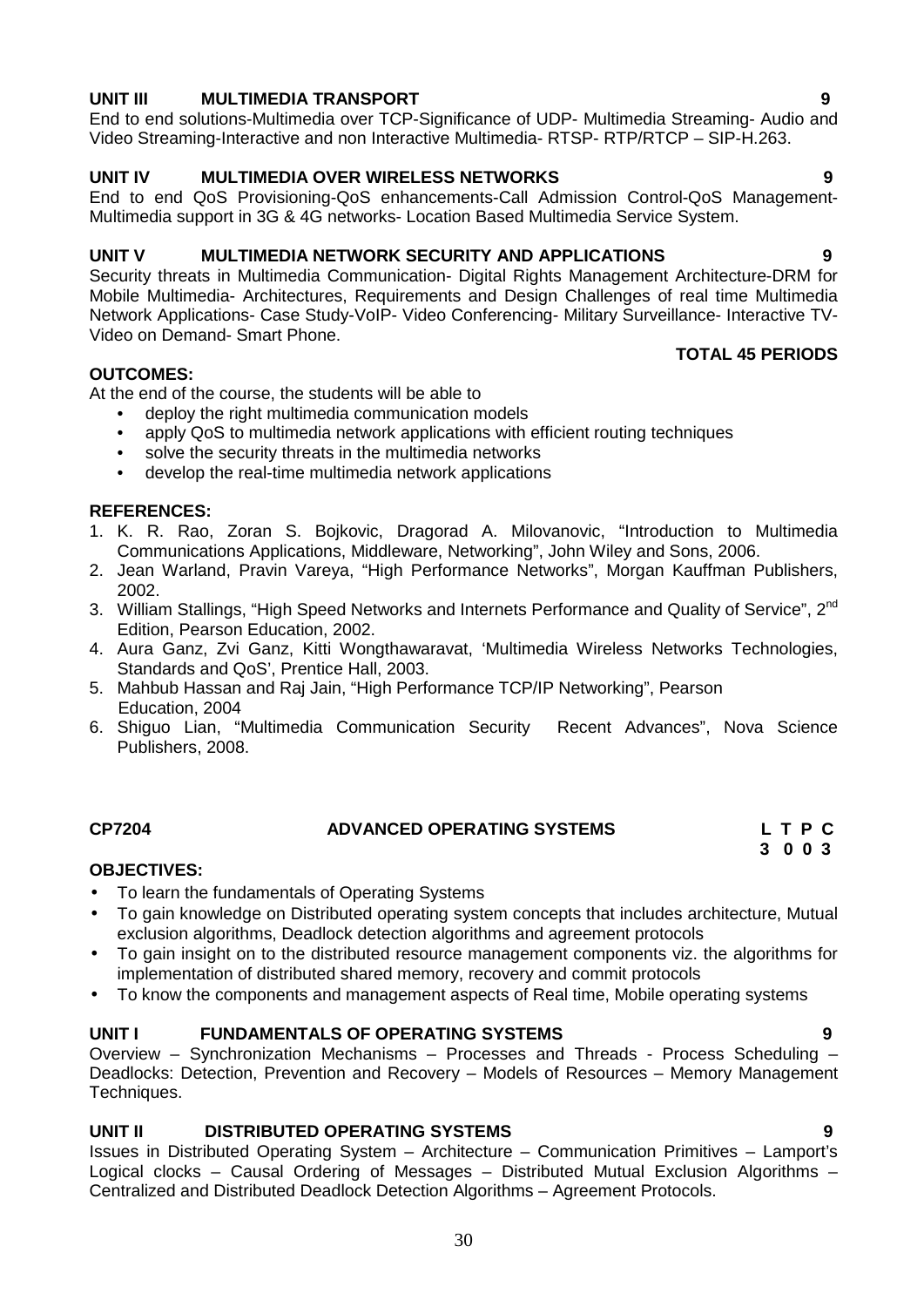**UNIT III MULTIMEDIA TRANSPORT 9**

End to end solutions-Multimedia over TCP-Significance of UDP- Multimedia Streaming- Audio and Video Streaming-Interactive and non Interactive Multimedia- RTSP- RTP/RTCP – SIP-H.263.

**UNIT IV MULTIMEDIA OVER WIRELESS NETWORKS 9**

End to end QoS Provisioning-QoS enhancements-Call Admission Control-QoS Management-Multimedia support in 3G & 4G networks- Location Based Multimedia Service System.

**UNIT V MULTIMEDIA NETWORK SECURITY AND APPLICATIONS 9**

Security threats in Multimedia Communication- Digital Rights Management Architecture-DRM for Mobile Multimedia- Architectures, Requirements and Design Challenges of real time Multimedia Network Applications- Case Study-VoIP- Video Conferencing- Military Surveillance- Interactive TV-Video on Demand- Smart Phone.

**TOTAL 45 PERIODS**

**OUTCOMES:**

At the end of the course, the students will be able to

- deploy the right multimedia communication models
- apply QoS to multimedia network applications with efficient routing techniques
- solve the security threats in the multimedia networks
- develop the real-time multimedia network applications

**REFERENCES:**

1. K. R. Rao, Zoran S. Bojkovic, Dragorad A. Milovanovic, "Introduction to Multimedia Communications Applications, Middleware, Networking", John Wiley and Sons, 2006.
2. Jean Warland, Pravin Vareya, "High Performance Networks", Morgan Kauffman Publishers, 2002.
3. William Stallings, "High Speed Networks and Internets Performance and Quality of Service", 2nd Edition, Pearson Education, 2002.
4. Aura Ganz, Zvi Ganz, Kitti Wongthawaravat, 'Multimedia Wireless Networks Technologies, Standards and QoS', Prentice Hall, 2003.
5. Mahbub Hassan and Raj Jain, "High Performance TCP/IP Networking", Pearson Education, 2004
6. Shiguo Lian, "Multimedia Communication Security Recent Advances", Nova Science Publishers, 2008.

**CP7204 ADVANCED OPERATING SYSTEMS**

| L | T | P | C |
|---|---|---|---|
| 3 | 0 | 0 | 3 |

**OBJECTIVES:**

- To learn the fundamentals of Operating Systems
- To gain knowledge on Distributed operating system concepts that includes architecture, Mutual exclusion algorithms, Deadlock detection algorithms and agreement protocols
- To gain insight on to the distributed resource management components viz. the algorithms for implementation of distributed shared memory, recovery and commit protocols
- To know the components and management aspects of Real time, Mobile operating systems

**UNIT I FUNDAMENTALS OF OPERATING SYSTEMS 9**

Overview – Synchronization Mechanisms – Processes and Threads - Process Scheduling – Deadlocks: Detection, Prevention and Recovery – Models of Resources – Memory Management Techniques.

**UNIT II DISTRIBUTED OPERATING SYSTEMS 9**

Issues in Distributed Operating System – Architecture – Communication Primitives – Lamport's Logical clocks – Causal Ordering of Messages – Distributed Mutual Exclusion Algorithms – Centralized and Distributed Deadlock Detection Algorithms – Agreement Protocols.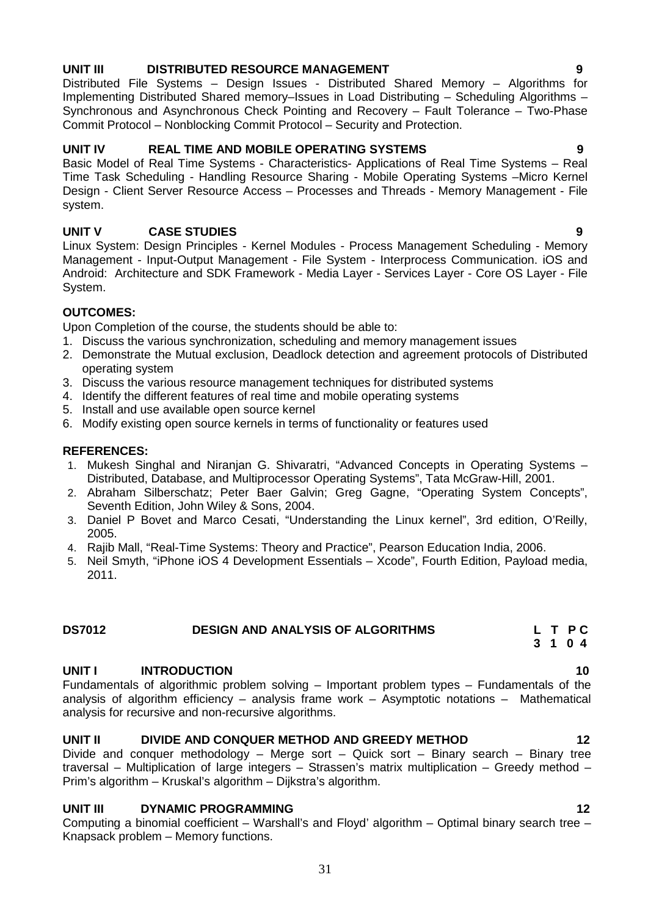**UNIT III DISTRIBUTED RESOURCE MANAGEMENT 9**

Distributed File Systems – Design Issues - Distributed Shared Memory – Algorithms for Implementing Distributed Shared memory–Issues in Load Distributing – Scheduling Algorithms – Synchronous and Asynchronous Check Pointing and Recovery – Fault Tolerance – Two-Phase Commit Protocol – Nonblocking Commit Protocol – Security and Protection.

**UNIT IV REAL TIME AND MOBILE OPERATING SYSTEMS 9**

Basic Model of Real Time Systems - Characteristics- Applications of Real Time Systems – Real Time Task Scheduling - Handling Resource Sharing - Mobile Operating Systems –Micro Kernel Design - Client Server Resource Access – Processes and Threads - Memory Management - File system.

**UNIT V CASE STUDIES 9**

Linux System: Design Principles - Kernel Modules - Process Management Scheduling - Memory Management - Input-Output Management - File System - Interprocess Communication. iOS and Android: Architecture and SDK Framework - Media Layer - Services Layer - Core OS Layer - File System.

**OUTCOMES:**

Upon Completion of the course, the students should be able to:

1. Discuss the various synchronization, scheduling and memory management issues
2. Demonstrate the Mutual exclusion, Deadlock detection and agreement protocols of Distributed operating system
3. Discuss the various resource management techniques for distributed systems
4. Identify the different features of real time and mobile operating systems
5. Install and use available open source kernel
6. Modify existing open source kernels in terms of functionality or features used

**REFERENCES:**

1. Mukesh Singhal and Niranjan G. Shivaratri, “Advanced Concepts in Operating Systems – Distributed, Database, and Multiprocessor Operating Systems”, Tata McGraw-Hill, 2001.
2. Abraham Silberschatz; Peter Baer Galvin; Greg Gagne, “Operating System Concepts”, Seventh Edition, John Wiley & Sons, 2004.
3. Daniel P Bovet and Marco Cesati, “Understanding the Linux kernel”, 3rd edition, O’Reilly, 2005.
4. Rajib Mall, “Real-Time Systems: Theory and Practice”, Pearson Education India, 2006.
5. Neil Smyth, “iPhone iOS 4 Development Essentials – Xcode”, Fourth Edition, Payload media, 2011.

## DS7012 DESIGN AND ANALYSIS OF ALGORITHMS

| L | T | P | C |
|---|---|---|---|
| 3 | 1 | 0 | 4 |

**UNIT I INTRODUCTION 10**

Fundamentals of algorithmic problem solving – Important problem types – Fundamentals of the analysis of algorithm efficiency – analysis frame work – Asymptotic notations – Mathematical analysis for recursive and non-recursive algorithms.

**UNIT II DIVIDE AND CONQUER METHOD AND GREEDY METHOD 12**

Divide and conquer methodology – Merge sort – Quick sort – Binary search – Binary tree traversal – Multiplication of large integers – Strassen’s matrix multiplication – Greedy method – Prim’s algorithm – Kruskal’s algorithm – Dijkstra’s algorithm.

**UNIT III DYNAMIC PROGRAMMING 12**

Computing a binomial coefficient – Warshall’s and Floyd’ algorithm – Optimal binary search tree – Knapsack problem – Memory functions.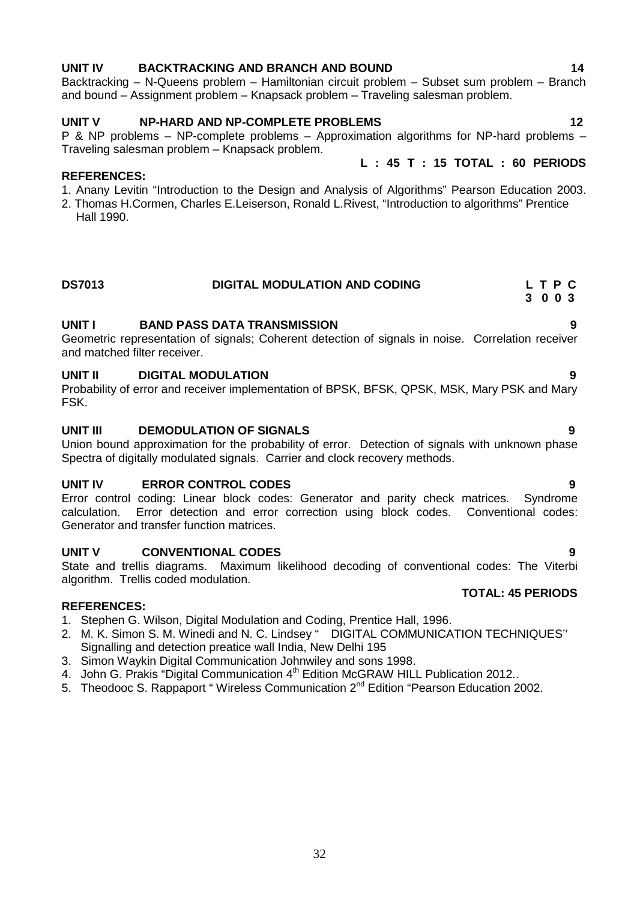**UNIT IV BACKTRACKING AND BRANCH AND BOUND 14**

Backtracking – N-Queens problem – Hamiltonian circuit problem – Subset sum problem – Branch and bound – Assignment problem – Knapsack problem – Traveling salesman problem.

**UNIT V NP-HARD AND NP-COMPLETE PROBLEMS 12**

P & NP problems – NP-complete problems – Approximation algorithms for NP-hard problems – Traveling salesman problem – Knapsack problem.

**L : 45 T : 15 TOTAL : 60 PERIODS**

**REFERENCES:**

1. Anany Levitin "Introduction to the Design and Analysis of Algorithms" Pearson Education 2003.
2. Thomas H.Cormen, Charles E.Leiserson, Ronald L.Rivest, "Introduction to algorithms" Prentice Hall 1990.

## DS7013 DIGITAL MODULATION AND CODING

| L | T | P | C |
|---|---|---|---|
| 3 | 0 | 0 | 3 |

**UNIT I BAND PASS DATA TRANSMISSION 9**

Geometric representation of signals; Coherent detection of signals in noise. Correlation receiver and matched filter receiver.

**UNIT II DIGITAL MODULATION 9**

Probability of error and receiver implementation of BPSK, BFSK, QPSK, MSK, Mary PSK and Mary FSK.

**UNIT III DEMODULATION OF SIGNALS 9**

Union bound approximation for the probability of error. Detection of signals with unknown phase Spectra of digitally modulated signals. Carrier and clock recovery methods.

**UNIT IV ERROR CONTROL CODES 9**

Error control coding: Linear block codes: Generator and parity check matrices. Syndrome calculation. Error detection and error correction using block codes. Conventional codes: Generator and transfer function matrices.

**UNIT V CONVENTIONAL CODES 9**

State and trellis diagrams. Maximum likelihood decoding of conventional codes: The Viterbi algorithm. Trellis coded modulation.

**TOTAL: 45 PERIODS**

**REFERENCES:**

1. Stephen G. Wilson, Digital Modulation and Coding, Prentice Hall, 1996.
2. M. K. Simon S. M. Winedi and N. C. Lindsey " DIGITAL COMMUNICATION TECHNIQUES'' Signalling and detection preatice wall India, New Delhi 195
3. Simon Waykin Digital Communication Johnwiley and sons 1998.
4. John G. Prakis "Digital Communication 4th Edition McGRAW HILL Publication 2012..
5. Theodooc S. Rappaport " Wireless Communication 2nd Edition "Pearson Education 2002.